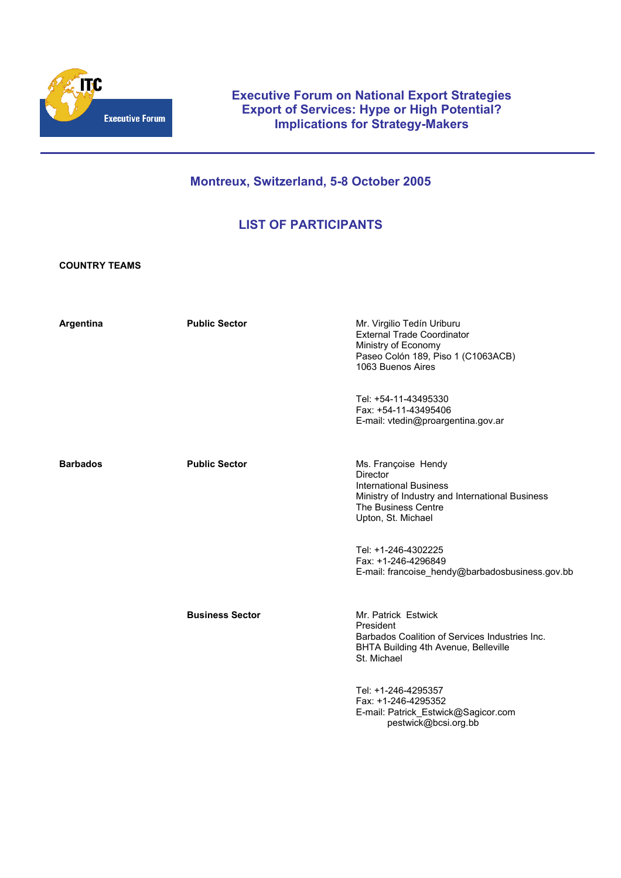# Executive Forum on National Export Strategies
## Export of Services: Hype or High Potential? Implications for Strategy-Makers

### Montreux, Switzerland, 5-8 October 2005

## LIST OF PARTICIPANTS

**COUNTRY TEAMS**

| | | |
|---|---|---|
| **Argentina** | **Public Sector** | Mr. Virgilio Tedín Uriburu<br>External Trade Coordinator<br>Ministry of Economy<br>Paseo Colón 189, Piso 1 (C1063ACB)<br>1063 Buenos Aires<br><br>Tel: +54-11-43495330<br>Fax: +54-11-43495406<br>E-mail: vtedin@proargentina.gov.ar |
| **Barbados** | **Public Sector** | Ms. Françoise Hendy<br>Director<br>International Business<br>Ministry of Industry and International Business<br>The Business Centre<br>Upton, St. Michael<br><br>Tel: +1-246-4302225<br>Fax: +1-246-4296849<br>E-mail: francoise_hendy@barbadosbusiness.gov.bb |
| | **Business Sector** | Mr. Patrick Estwick<br>President<br>Barbados Coalition of Services Industries Inc.<br>BHTA Building 4th Avenue, Belleville<br>St. Michael<br><br>Tel: +1-246-4295357<br>Fax: +1-246-4295352<br>E-mail: Patrick_Estwick@Sagicor.com<br>pestwick@bcsi.org.bb |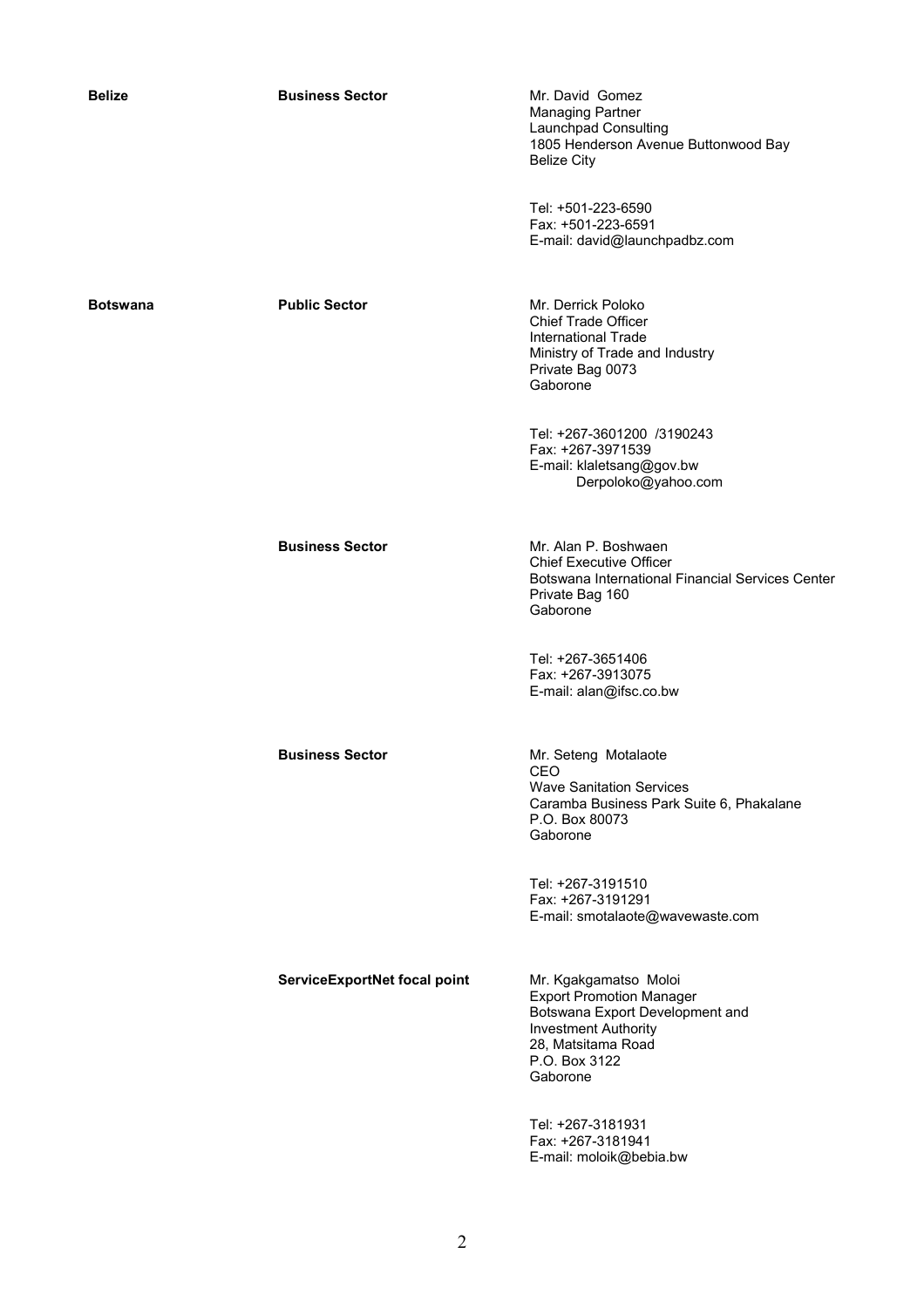| | | |
|---|---|---|
| **Belize** | **Business Sector** | Mr. David Gomez<br>Managing Partner<br>Launchpad Consulting<br>1805 Henderson Avenue Buttonwood Bay<br>Belize City<br><br>Tel: +501-223-6590<br>Fax: +501-223-6591<br>E-mail: david@launchpadbz.com |
| **Botswana** | **Public Sector** | Mr. Derrick Poloko<br>Chief Trade Officer<br>International Trade<br>Ministry of Trade and Industry<br>Private Bag 0073<br>Gaborone<br><br>Tel: +267-3601200 /3190243<br>Fax: +267-3971539<br>E-mail: klaletsang@gov.bw<br>Derpoloko@yahoo.com |
| | **Business Sector** | Mr. Alan P. Boshwaen<br>Chief Executive Officer<br>Botswana International Financial Services Center<br>Private Bag 160<br>Gaborone<br><br>Tel: +267-3651406<br>Fax: +267-3913075<br>E-mail: alan@ifsc.co.bw |
| | **Business Sector** | Mr. Seteng Motalaote<br>CEO<br>Wave Sanitation Services<br>Caramba Business Park Suite 6, Phakalane<br>P.O. Box 80073<br>Gaborone<br><br>Tel: +267-3191510<br>Fax: +267-3191291<br>E-mail: smotalaote@wavewaste.com |
| | **ServiceExportNet focal point** | Mr. Kgakgamatso Moloi<br>Export Promotion Manager<br>Botswana Export Development and Investment Authority<br>28, Matsitama Road<br>P.O. Box 3122<br>Gaborone<br><br>Tel: +267-3181931<br>Fax: +267-3181941<br>E-mail: moloik@bebia.bw |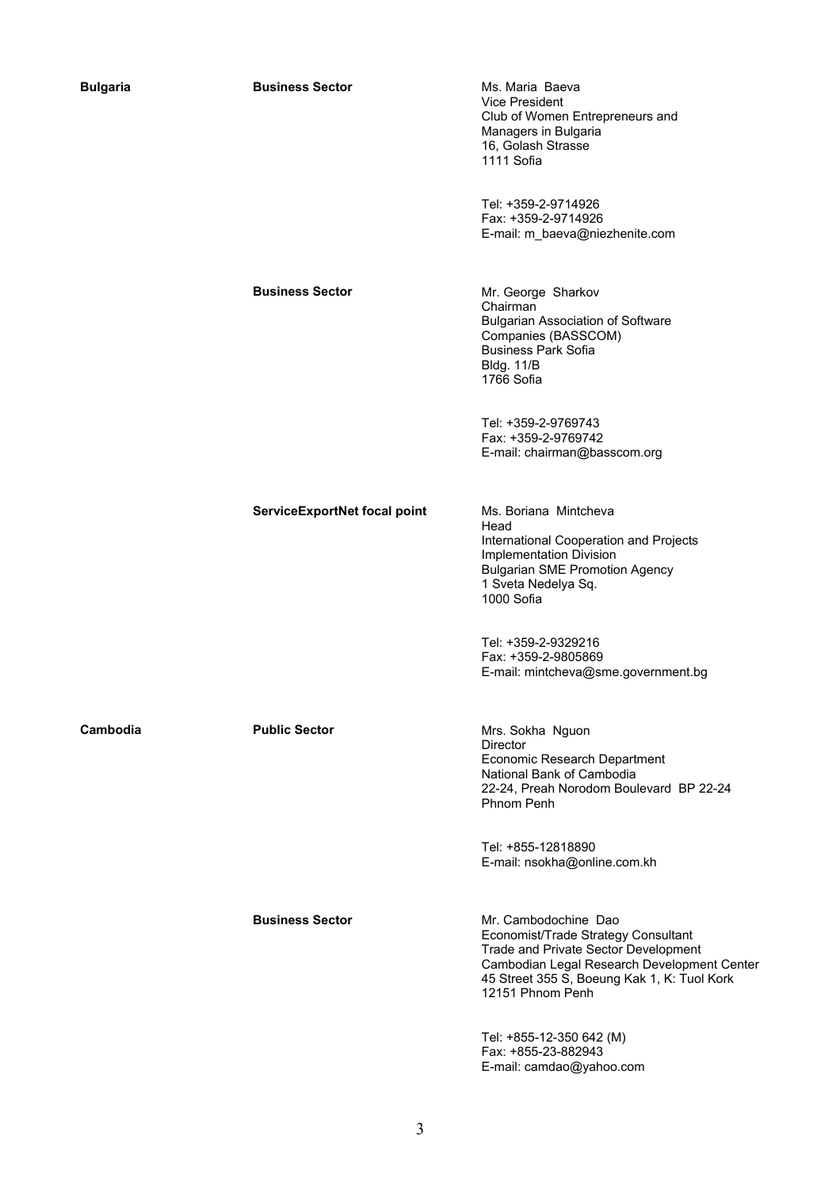| | | |
|---|---|---|
| **Bulgaria** | **Business Sector** | Ms. Maria Baeva<br>Vice President<br>Club of Women Entrepreneurs and Managers in Bulgaria<br>16, Golash Strasse<br>1111 Sofia<br><br>Tel: +359-2-9714926<br>Fax: +359-2-9714926<br>E-mail: m_baeva@niezhenite.com |
| | **Business Sector** | Mr. George Sharkov<br>Chairman<br>Bulgarian Association of Software Companies (BASSCOM)<br>Business Park Sofia<br>Bldg. 11/B<br>1766 Sofia<br><br>Tel: +359-2-9769743<br>Fax: +359-2-9769742<br>E-mail: chairman@basscom.org |
| | **ServiceExportNet focal point** | Ms. Boriana Mintcheva<br>Head<br>International Cooperation and Projects Implementation Division<br>Bulgarian SME Promotion Agency<br>1 Sveta Nedelya Sq.<br>1000 Sofia<br><br>Tel: +359-2-9329216<br>Fax: +359-2-9805869<br>E-mail: mintcheva@sme.government.bg |
| **Cambodia** | **Public Sector** | Mrs. Sokha Nguon<br>Director<br>Economic Research Department<br>National Bank of Cambodia<br>22-24, Preah Norodom Boulevard BP 22-24<br>Phnom Penh<br><br>Tel: +855-12818890<br>E-mail: nsokha@online.com.kh |
| | **Business Sector** | Mr. Cambodochine Dao<br>Economist/Trade Strategy Consultant<br>Trade and Private Sector Development<br>Cambodian Legal Research Development Center<br>45 Street 355 S, Boeung Kak 1, K: Tuol Kork<br>12151 Phnom Penh<br><br>Tel: +855-12-350 642 (M)<br>Fax: +855-23-882943<br>E-mail: camdao@yahoo.com |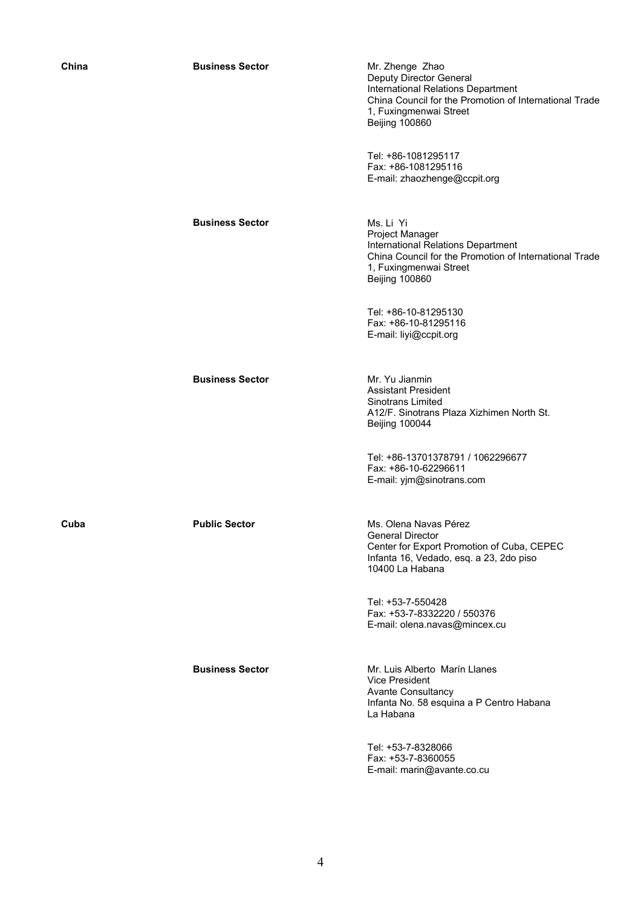| Country | Sector | Contact |
|---|---|---|
| **China** | **Business Sector** | Mr. Zhenge Zhao<br>Deputy Director General<br>International Relations Department<br>China Council for the Promotion of International Trade<br>1, Fuxingmenwai Street<br>Beijing 100860<br><br>Tel: +86-1081295117<br>Fax: +86-1081295116<br>E-mail: zhaozhenge@ccpit.org |
| | **Business Sector** | Ms. Li Yi<br>Project Manager<br>International Relations Department<br>China Council for the Promotion of International Trade<br>1, Fuxingmenwai Street<br>Beijing 100860<br><br>Tel: +86-10-81295130<br>Fax: +86-10-81295116<br>E-mail: liyi@ccpit.org |
| | **Business Sector** | Mr. Yu Jianmin<br>Assistant President<br>Sinotrans Limited<br>A12/F. Sinotrans Plaza Xizhimen North St.<br>Beijing 100044<br><br>Tel: +86-13701378791 / 1062296677<br>Fax: +86-10-62296611<br>E-mail: yjm@sinotrans.com |
| **Cuba** | **Public Sector** | Ms. Olena Navas Pérez<br>General Director<br>Center for Export Promotion of Cuba, CEPEC<br>Infanta 16, Vedado, esq. a 23, 2do piso<br>10400 La Habana<br><br>Tel: +53-7-550428<br>Fax: +53-7-8332220 / 550376<br>E-mail: olena.navas@mincex.cu |
| | **Business Sector** | Mr. Luis Alberto Marín Llanes<br>Vice President<br>Avante Consultancy<br>Infanta No. 58 esquina a P Centro Habana<br>La Habana<br><br>Tel: +53-7-8328066<br>Fax: +53-7-8360055<br>E-mail: marin@avante.co.cu |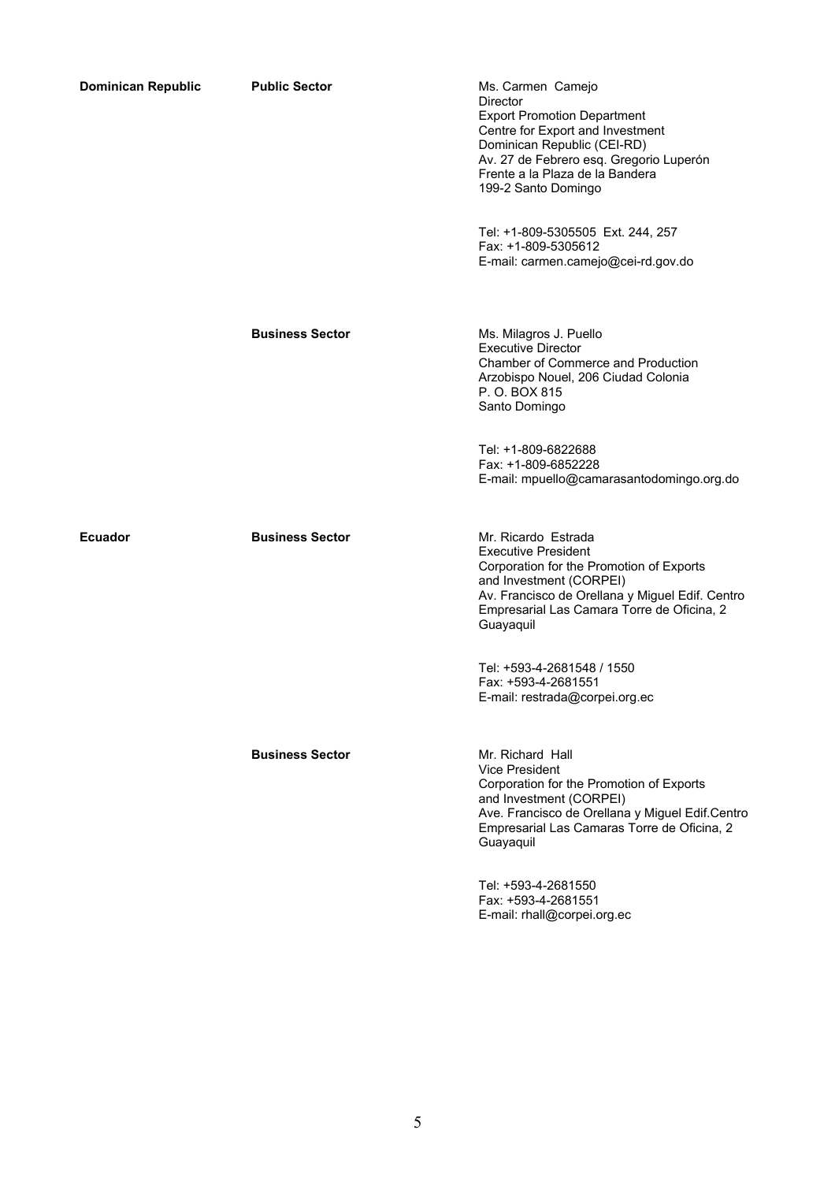| | | |
|---|---|---|
| **Dominican Republic** | **Public Sector** | Ms. Carmen Camejo<br>Director<br>Export Promotion Department<br>Centre for Export and Investment<br>Dominican Republic (CEI-RD)<br>Av. 27 de Febrero esq. Gregorio Luperón<br>Frente a la Plaza de la Bandera<br>199-2 Santo Domingo<br><br>Tel: +1-809-5305505 Ext. 244, 257<br>Fax: +1-809-5305612<br>E-mail: carmen.camejo@cei-rd.gov.do |
| | **Business Sector** | Ms. Milagros J. Puello<br>Executive Director<br>Chamber of Commerce and Production<br>Arzobispo Nouel, 206 Ciudad Colonia<br>P. O. BOX 815<br>Santo Domingo<br><br>Tel: +1-809-6822688<br>Fax: +1-809-6852228<br>E-mail: mpuello@camarasantodomingo.org.do |
| **Ecuador** | **Business Sector** | Mr. Ricardo Estrada<br>Executive President<br>Corporation for the Promotion of Exports<br>and Investment (CORPEI)<br>Av. Francisco de Orellana y Miguel Edif. Centro<br>Empresarial Las Camara Torre de Oficina, 2<br>Guayaquil<br><br>Tel: +593-4-2681548 / 1550<br>Fax: +593-4-2681551<br>E-mail: restrada@corpei.org.ec |
| | **Business Sector** | Mr. Richard Hall<br>Vice President<br>Corporation for the Promotion of Exports<br>and Investment (CORPEI)<br>Ave. Francisco de Orellana y Miguel Edif.Centro<br>Empresarial Las Camaras Torre de Oficina, 2<br>Guayaquil<br><br>Tel: +593-4-2681550<br>Fax: +593-4-2681551<br>E-mail: rhall@corpei.org.ec |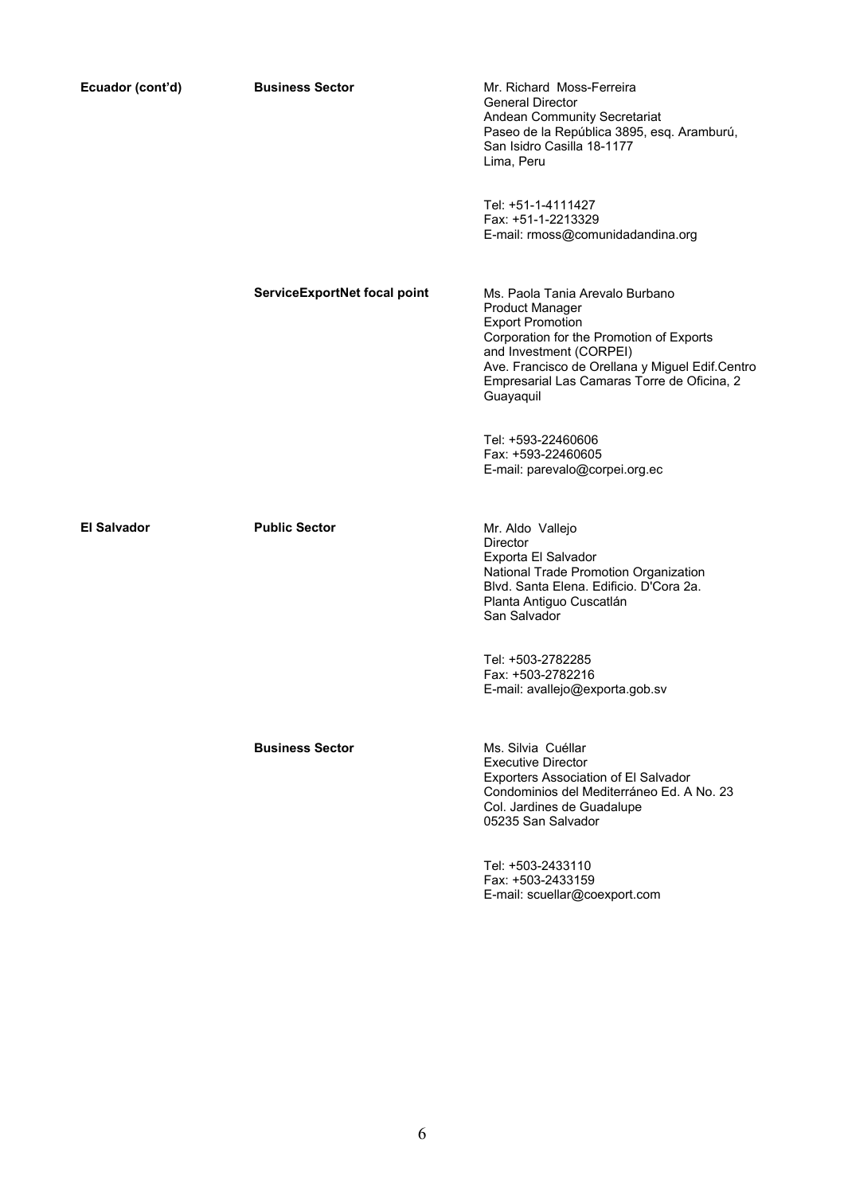| | | |
|---|---|---|
| **Ecuador (cont'd)** | **Business Sector** | Mr. Richard Moss-Ferreira<br>General Director<br>Andean Community Secretariat<br>Paseo de la República 3895, esq. Aramburú,<br>San Isidro Casilla 18-1177<br>Lima, Peru<br><br>Tel: +51-1-4111427<br>Fax: +51-1-2213329<br>E-mail: rmoss@comunidadandina.org |
| | **ServiceExportNet focal point** | Ms. Paola Tania Arevalo Burbano<br>Product Manager<br>Export Promotion<br>Corporation for the Promotion of Exports<br>and Investment (CORPEI)<br>Ave. Francisco de Orellana y Miguel Edif.Centro<br>Empresarial Las Camaras Torre de Oficina, 2<br>Guayaquil<br><br>Tel: +593-22460606<br>Fax: +593-22460605<br>E-mail: parevalo@corpei.org.ec |
| **El Salvador** | **Public Sector** | Mr. Aldo Vallejo<br>Director<br>Exporta El Salvador<br>National Trade Promotion Organization<br>Blvd. Santa Elena. Edificio. D'Cora 2a.<br>Planta Antiguo Cuscatlán<br>San Salvador<br><br>Tel: +503-2782285<br>Fax: +503-2782216<br>E-mail: avallejo@exporta.gob.sv |
| | **Business Sector** | Ms. Silvia Cuéllar<br>Executive Director<br>Exporters Association of El Salvador<br>Condominios del Mediterráneo Ed. A No. 23<br>Col. Jardines de Guadalupe<br>05235 San Salvador<br><br>Tel: +503-2433110<br>Fax: +503-2433159<br>E-mail: scuellar@coexport.com |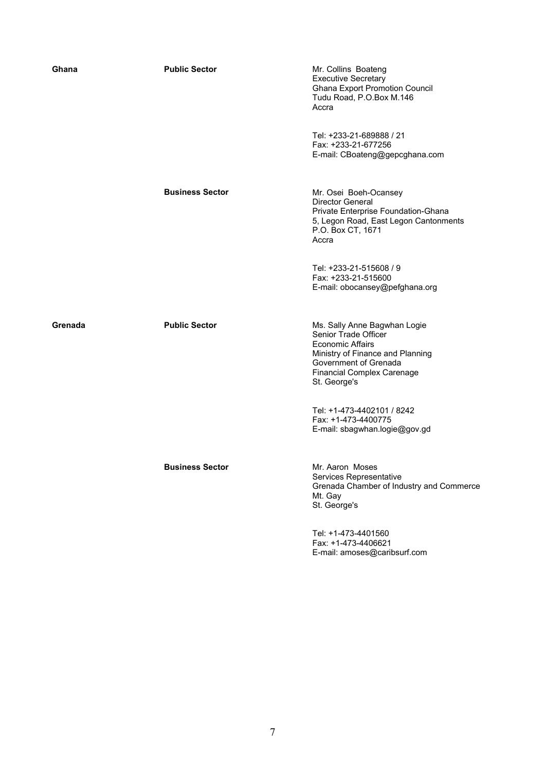| | | |
|---|---|---|
| **Ghana** | **Public Sector** | Mr. Collins Boateng<br>Executive Secretary<br>Ghana Export Promotion Council<br>Tudu Road, P.O.Box M.146<br>Accra<br><br>Tel: +233-21-689888 / 21<br>Fax: +233-21-677256<br>E-mail: CBoateng@gepcghana.com |
| | **Business Sector** | Mr. Osei Boeh-Ocansey<br>Director General<br>Private Enterprise Foundation-Ghana<br>5, Legon Road, East Legon Cantonments<br>P.O. Box CT, 1671<br>Accra<br><br>Tel: +233-21-515608 / 9<br>Fax: +233-21-515600<br>E-mail: obocansey@pefghana.org |
| **Grenada** | **Public Sector** | Ms. Sally Anne Bagwhan Logie<br>Senior Trade Officer<br>Economic Affairs<br>Ministry of Finance and Planning<br>Government of Grenada<br>Financial Complex Carenage<br>St. George's<br><br>Tel: +1-473-4402101 / 8242<br>Fax: +1-473-4400775<br>E-mail: sbagwhan.logie@gov.gd |
| | **Business Sector** | Mr. Aaron Moses<br>Services Representative<br>Grenada Chamber of Industry and Commerce<br>Mt. Gay<br>St. George's<br><br>Tel: +1-473-4401560<br>Fax: +1-473-4406621<br>E-mail: amoses@caribsurf.com |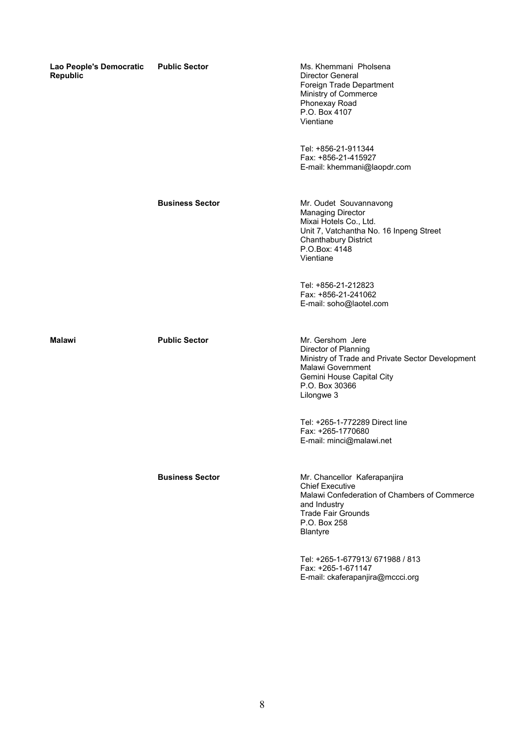| | | |
|---|---|---|
| **Lao People's Democratic Republic** | **Public Sector** | Ms. Khemmani Pholsena<br>Director General<br>Foreign Trade Department<br>Ministry of Commerce<br>Phonexay Road<br>P.O. Box 4107<br>Vientiane<br><br>Tel: +856-21-911344<br>Fax: +856-21-415927<br>E-mail: khemmani@laopdr.com |
| | **Business Sector** | Mr. Oudet Souvannavong<br>Managing Director<br>Mixai Hotels Co., Ltd.<br>Unit 7, Vatchantha No. 16 Inpeng Street<br>Chanthabury District<br>P.O.Box: 4148<br>Vientiane<br><br>Tel: +856-21-212823<br>Fax: +856-21-241062<br>E-mail: soho@laotel.com |
| **Malawi** | **Public Sector** | Mr. Gershom Jere<br>Director of Planning<br>Ministry of Trade and Private Sector Development<br>Malawi Government<br>Gemini House Capital City<br>P.O. Box 30366<br>Lilongwe 3<br><br>Tel: +265-1-772289 Direct line<br>Fax: +265-1770680<br>E-mail: minci@malawi.net |
| | **Business Sector** | Mr. Chancellor Kaferapanjira<br>Chief Executive<br>Malawi Confederation of Chambers of Commerce and Industry<br>Trade Fair Grounds<br>P.O. Box 258<br>Blantyre<br><br>Tel: +265-1-677913/ 671988 / 813<br>Fax: +265-1-671147<br>E-mail: ckaferapanjira@mccci.org |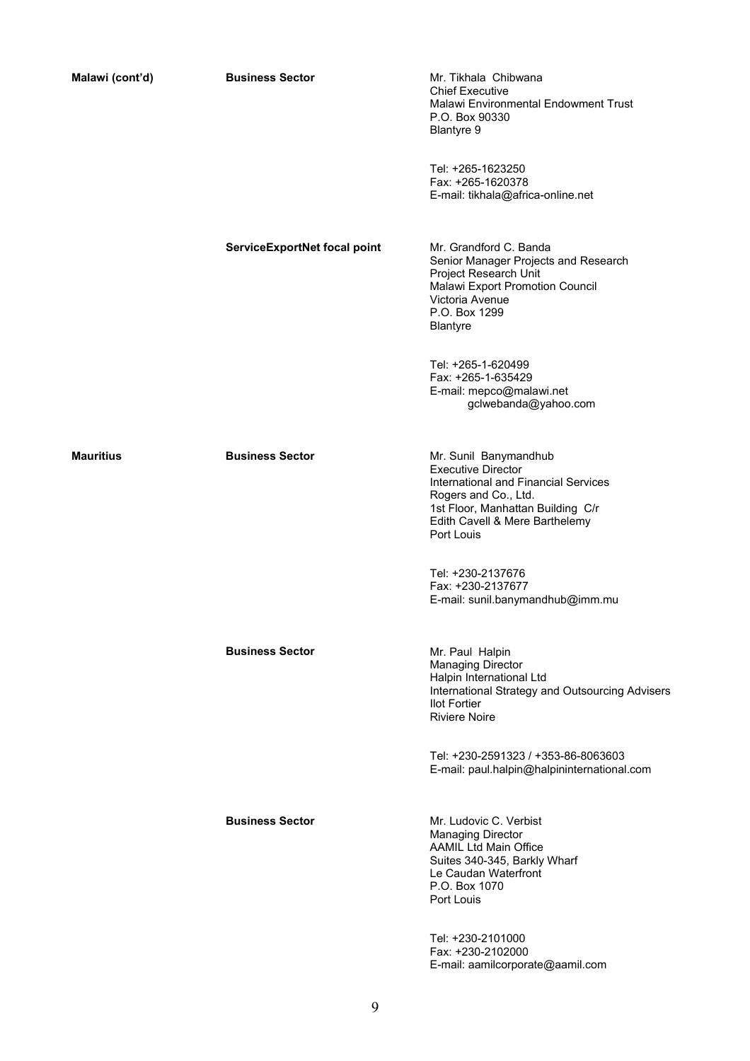| | | |
|---|---|---|
| **Malawi (cont'd)** | **Business Sector** | Mr. Tikhala Chibwana<br>Chief Executive<br>Malawi Environmental Endowment Trust<br>P.O. Box 90330<br>Blantyre 9<br><br>Tel: +265-1623250<br>Fax: +265-1620378<br>E-mail: tikhala@africa-online.net |
| | **ServiceExportNet focal point** | Mr. Grandford C. Banda<br>Senior Manager Projects and Research<br>Project Research Unit<br>Malawi Export Promotion Council<br>Victoria Avenue<br>P.O. Box 1299<br>Blantyre<br><br>Tel: +265-1-620499<br>Fax: +265-1-635429<br>E-mail: mepco@malawi.net<br>gclwebanda@yahoo.com |
| **Mauritius** | **Business Sector** | Mr. Sunil Banymandhub<br>Executive Director<br>International and Financial Services<br>Rogers and Co., Ltd.<br>1st Floor, Manhattan Building C/r<br>Edith Cavell & Mere Barthelemy<br>Port Louis<br><br>Tel: +230-2137676<br>Fax: +230-2137677<br>E-mail: sunil.banymandhub@imm.mu |
| | **Business Sector** | Mr. Paul Halpin<br>Managing Director<br>Halpin International Ltd<br>International Strategy and Outsourcing Advisers<br>Ilot Fortier<br>Riviere Noire<br><br>Tel: +230-2591323 / +353-86-8063603<br>E-mail: paul.halpin@halpininternational.com |
| | **Business Sector** | Mr. Ludovic C. Verbist<br>Managing Director<br>AAMIL Ltd Main Office<br>Suites 340-345, Barkly Wharf<br>Le Caudan Waterfront<br>P.O. Box 1070<br>Port Louis<br><br>Tel: +230-2101000<br>Fax: +230-2102000<br>E-mail: aamilcorporate@aamil.com |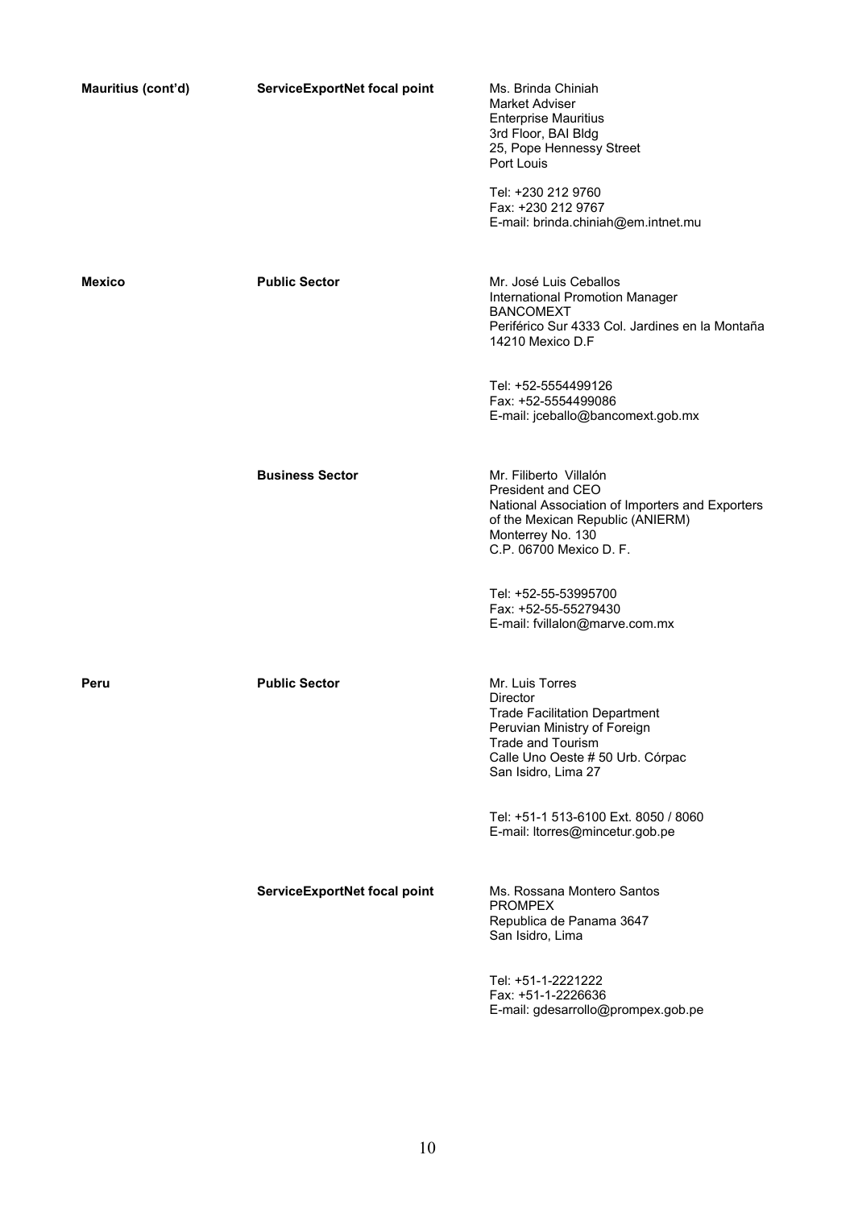| | | |
|---|---|---|
| **Mauritius (cont'd)** | **ServiceExportNet focal point** | Ms. Brinda Chiniah<br>Market Adviser<br>Enterprise Mauritius<br>3rd Floor, BAI Bldg<br>25, Pope Hennessy Street<br>Port Louis<br><br>Tel: +230 212 9760<br>Fax: +230 212 9767<br>E-mail: brinda.chiniah@em.intnet.mu |
| **Mexico** | **Public Sector** | Mr. José Luis Ceballos<br>International Promotion Manager<br>BANCOMEXT<br>Periférico Sur 4333 Col. Jardines en la Montaña<br>14210 Mexico D.F<br><br>Tel: +52-5554499126<br>Fax: +52-5554499086<br>E-mail: jceballo@bancomext.gob.mx |
| | **Business Sector** | Mr. Filiberto Villalón<br>President and CEO<br>National Association of Importers and Exporters of the Mexican Republic (ANIERM)<br>Monterrey No. 130<br>C.P. 06700 Mexico D. F.<br><br>Tel: +52-55-53995700<br>Fax: +52-55-55279430<br>E-mail: fvillalon@marve.com.mx |
| **Peru** | **Public Sector** | Mr. Luis Torres<br>Director<br>Trade Facilitation Department<br>Peruvian Ministry of Foreign Trade and Tourism<br>Calle Uno Oeste # 50 Urb. Córpac<br>San Isidro, Lima 27<br><br>Tel: +51-1 513-6100 Ext. 8050 / 8060<br>E-mail: ltorres@mincetur.gob.pe |
| | **ServiceExportNet focal point** | Ms. Rossana Montero Santos<br>PROMPEX<br>Republica de Panama 3647<br>San Isidro, Lima<br><br>Tel: +51-1-2221222<br>Fax: +51-1-2226636<br>E-mail: gdesarrollo@prompex.gob.pe |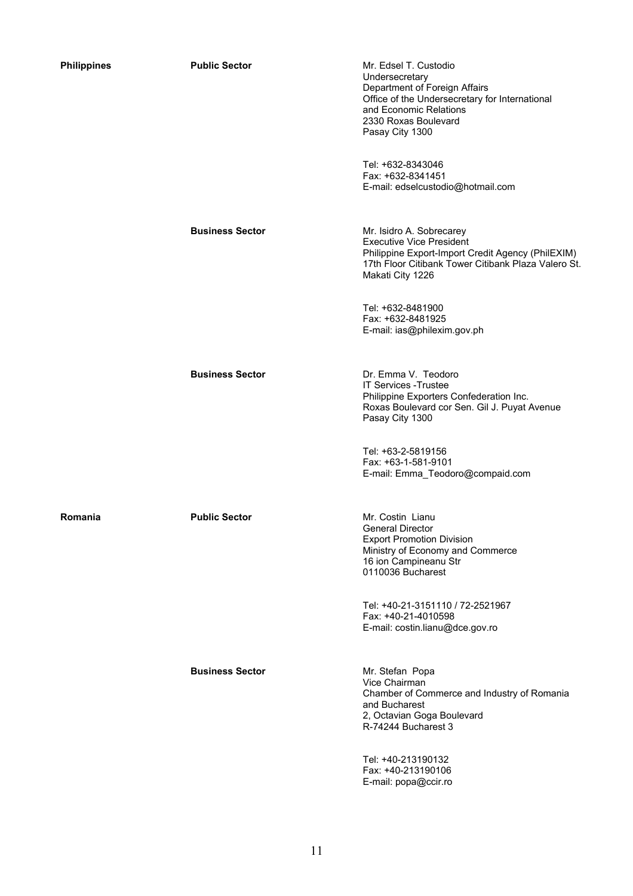| | | |
|---|---|---|
| **Philippines** | **Public Sector** | Mr. Edsel T. Custodio<br>Undersecretary<br>Department of Foreign Affairs<br>Office of the Undersecretary for International and Economic Relations<br>2330 Roxas Boulevard<br>Pasay City 1300<br><br>Tel: +632-8343046<br>Fax: +632-8341451<br>E-mail: edselcustodio@hotmail.com |
| | **Business Sector** | Mr. Isidro A. Sobrecarey<br>Executive Vice President<br>Philippine Export-Import Credit Agency (PhilEXIM)<br>17th Floor Citibank Tower Citibank Plaza Valero St.<br>Makati City 1226<br><br>Tel: +632-8481900<br>Fax: +632-8481925<br>E-mail: ias@philexim.gov.ph |
| | **Business Sector** | Dr. Emma V. Teodoro<br>IT Services -Trustee<br>Philippine Exporters Confederation Inc.<br>Roxas Boulevard cor Sen. Gil J. Puyat Avenue<br>Pasay City 1300<br><br>Tel: +63-2-5819156<br>Fax: +63-1-581-9101<br>E-mail: Emma_Teodoro@compaid.com |
| **Romania** | **Public Sector** | Mr. Costin Lianu<br>General Director<br>Export Promotion Division<br>Ministry of Economy and Commerce<br>16 ion Campineanu Str<br>0110036 Bucharest<br><br>Tel: +40-21-3151110 / 72-2521967<br>Fax: +40-21-4010598<br>E-mail: costin.lianu@dce.gov.ro |
| | **Business Sector** | Mr. Stefan Popa<br>Vice Chairman<br>Chamber of Commerce and Industry of Romania and Bucharest<br>2, Octavian Goga Boulevard<br>R-74244 Bucharest 3<br><br>Tel: +40-213190132<br>Fax: +40-213190106<br>E-mail: popa@ccir.ro |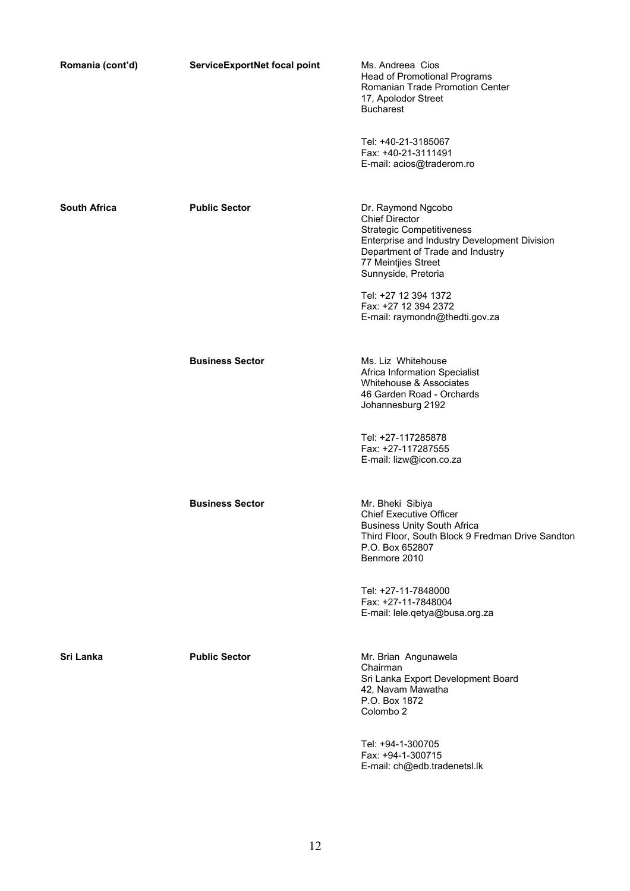| | | |
|---|---|---|
| **Romania (cont'd)** | **ServiceExportNet focal point** | Ms. Andreea Cios<br>Head of Promotional Programs<br>Romanian Trade Promotion Center<br>17, Apolodor Street<br>Bucharest<br><br>Tel: +40-21-3185067<br>Fax: +40-21-3111491<br>E-mail: acios@traderom.ro |
| **South Africa** | **Public Sector** | Dr. Raymond Ngcobo<br>Chief Director<br>Strategic Competitiveness<br>Enterprise and Industry Development Division<br>Department of Trade and Industry<br>77 Meintjies Street<br>Sunnyside, Pretoria<br><br>Tel: +27 12 394 1372<br>Fax: +27 12 394 2372<br>E-mail: raymondn@thedti.gov.za |
| | **Business Sector** | Ms. Liz Whitehouse<br>Africa Information Specialist<br>Whitehouse & Associates<br>46 Garden Road - Orchards<br>Johannesburg 2192<br><br>Tel: +27-117285878<br>Fax: +27-117287555<br>E-mail: lizw@icon.co.za |
| | **Business Sector** | Mr. Bheki Sibiya<br>Chief Executive Officer<br>Business Unity South Africa<br>Third Floor, South Block 9 Fredman Drive Sandton<br>P.O. Box 652807<br>Benmore 2010<br><br>Tel: +27-11-7848000<br>Fax: +27-11-7848004<br>E-mail: lele.qetya@busa.org.za |
| **Sri Lanka** | **Public Sector** | Mr. Brian Angunawela<br>Chairman<br>Sri Lanka Export Development Board<br>42, Navam Mawatha<br>P.O. Box 1872<br>Colombo 2<br><br>Tel: +94-1-300705<br>Fax: +94-1-300715<br>E-mail: ch@edb.tradenetsl.lk |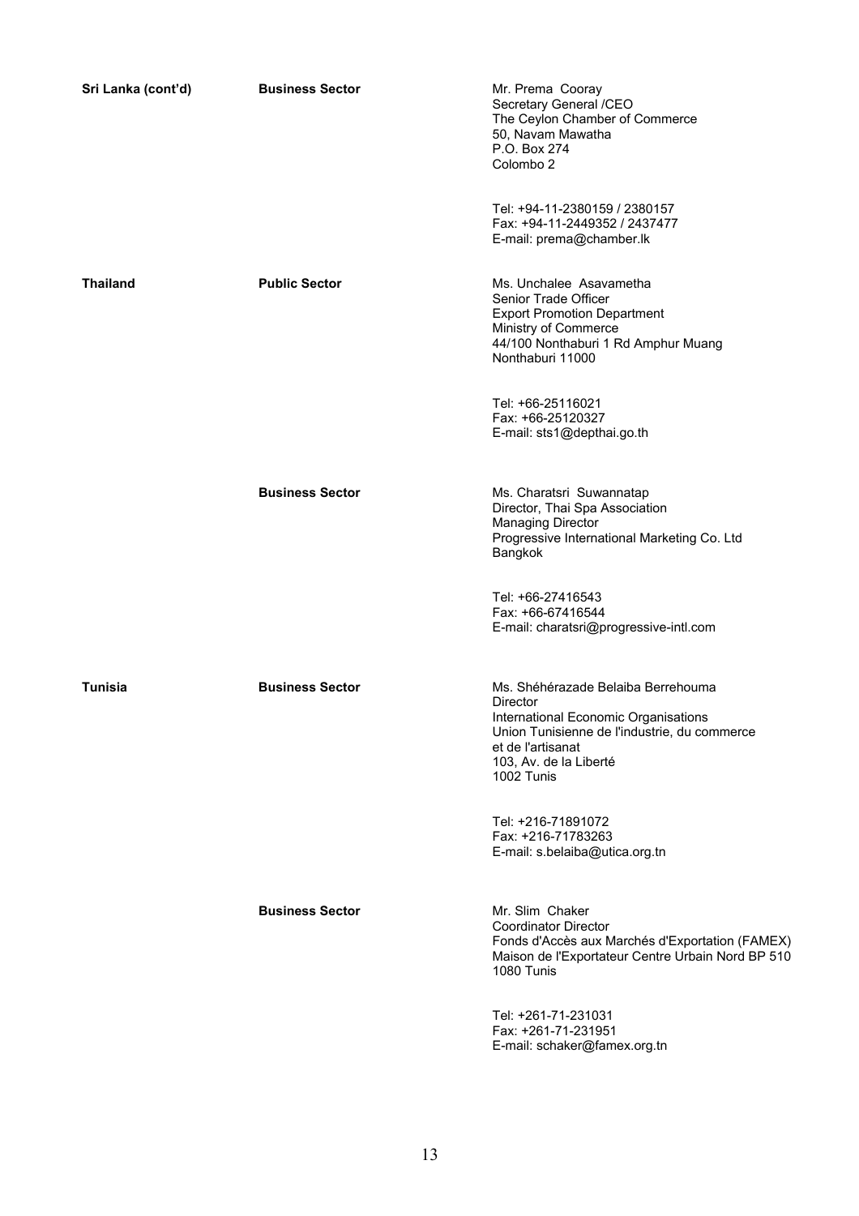| | | |
|---|---|---|
| **Sri Lanka (cont'd)** | **Business Sector** | Mr. Prema Cooray<br>Secretary General /CEO<br>The Ceylon Chamber of Commerce<br>50, Navam Mawatha<br>P.O. Box 274<br>Colombo 2<br><br>Tel: +94-11-2380159 / 2380157<br>Fax: +94-11-2449352 / 2437477<br>E-mail: prema@chamber.lk |
| **Thailand** | **Public Sector** | Ms. Unchalee Asavametha<br>Senior Trade Officer<br>Export Promotion Department<br>Ministry of Commerce<br>44/100 Nonthaburi 1 Rd Amphur Muang<br>Nonthaburi 11000<br><br>Tel: +66-25116021<br>Fax: +66-25120327<br>E-mail: sts1@depthai.go.th |
| | **Business Sector** | Ms. Charatsri Suwannatap<br>Director, Thai Spa Association<br>Managing Director<br>Progressive International Marketing Co. Ltd<br>Bangkok<br><br>Tel: +66-27416543<br>Fax: +66-67416544<br>E-mail: charatsri@progressive-intl.com |
| **Tunisia** | **Business Sector** | Ms. Shéhérazade Belaiba Berrehouma<br>Director<br>International Economic Organisations<br>Union Tunisienne de l'industrie, du commerce<br>et de l'artisanat<br>103, Av. de la Liberté<br>1002 Tunis<br><br>Tel: +216-71891072<br>Fax: +216-71783263<br>E-mail: s.belaiba@utica.org.tn |
| | **Business Sector** | Mr. Slim Chaker<br>Coordinator Director<br>Fonds d'Accès aux Marchés d'Exportation (FAMEX)<br>Maison de l'Exportateur Centre Urbain Nord BP 510<br>1080 Tunis<br><br>Tel: +261-71-231031<br>Fax: +261-71-231951<br>E-mail: schaker@famex.org.tn |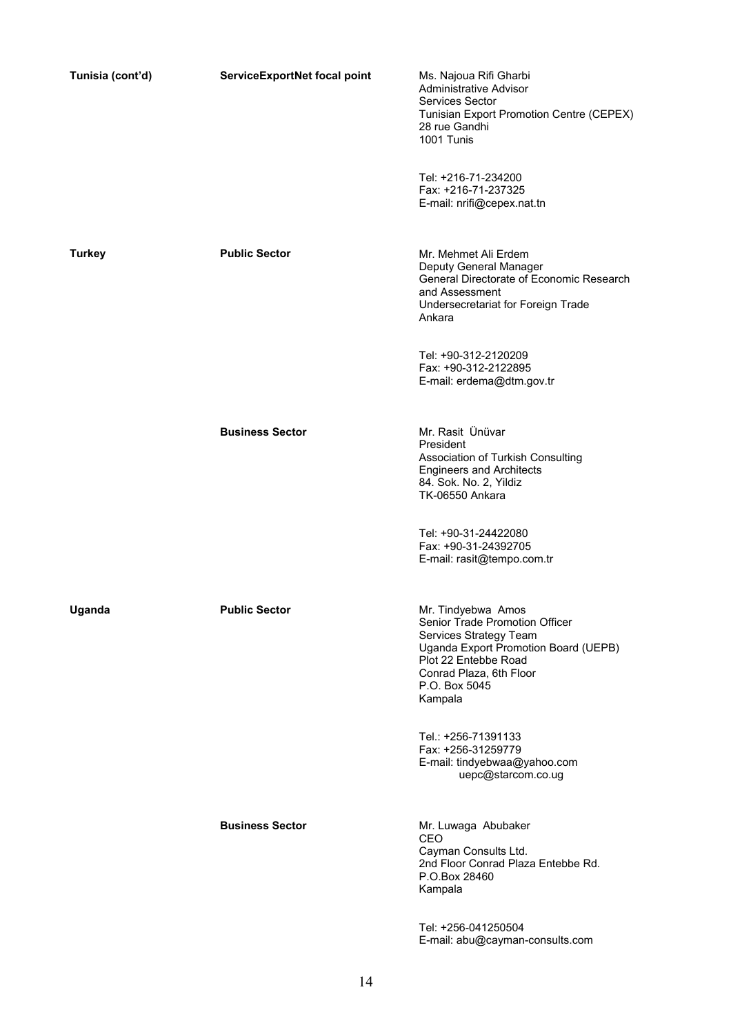| | | |
|---|---|---|
| **Tunisia (cont'd)** | **ServiceExportNet focal point** | Ms. Najoua Rifi Gharbi<br>Administrative Advisor<br>Services Sector<br>Tunisian Export Promotion Centre (CEPEX)<br>28 rue Gandhi<br>1001 Tunis<br><br>Tel: +216-71-234200<br>Fax: +216-71-237325<br>E-mail: nrifi@cepex.nat.tn |
| **Turkey** | **Public Sector** | Mr. Mehmet Ali Erdem<br>Deputy General Manager<br>General Directorate of Economic Research and Assessment<br>Undersecretariat for Foreign Trade<br>Ankara<br><br>Tel: +90-312-2120209<br>Fax: +90-312-2122895<br>E-mail: erdema@dtm.gov.tr |
| | **Business Sector** | Mr. Rasit Ünüvar<br>President<br>Association of Turkish Consulting Engineers and Architects<br>84. Sok. No. 2, Yildiz<br>TK-06550 Ankara<br><br>Tel: +90-31-24422080<br>Fax: +90-31-24392705<br>E-mail: rasit@tempo.com.tr |
| **Uganda** | **Public Sector** | Mr. Tindyebwa Amos<br>Senior Trade Promotion Officer<br>Services Strategy Team<br>Uganda Export Promotion Board (UEPB)<br>Plot 22 Entebbe Road<br>Conrad Plaza, 6th Floor<br>P.O. Box 5045<br>Kampala<br><br>Tel.: +256-71391133<br>Fax: +256-31259779<br>E-mail: tindyebwaa@yahoo.com<br>uepc@starcom.co.ug |
| | **Business Sector** | Mr. Luwaga Abubaker<br>CEO<br>Cayman Consults Ltd.<br>2nd Floor Conrad Plaza Entebbe Rd.<br>P.O.Box 28460<br>Kampala<br><br>Tel: +256-041250504<br>E-mail: abu@cayman-consults.com |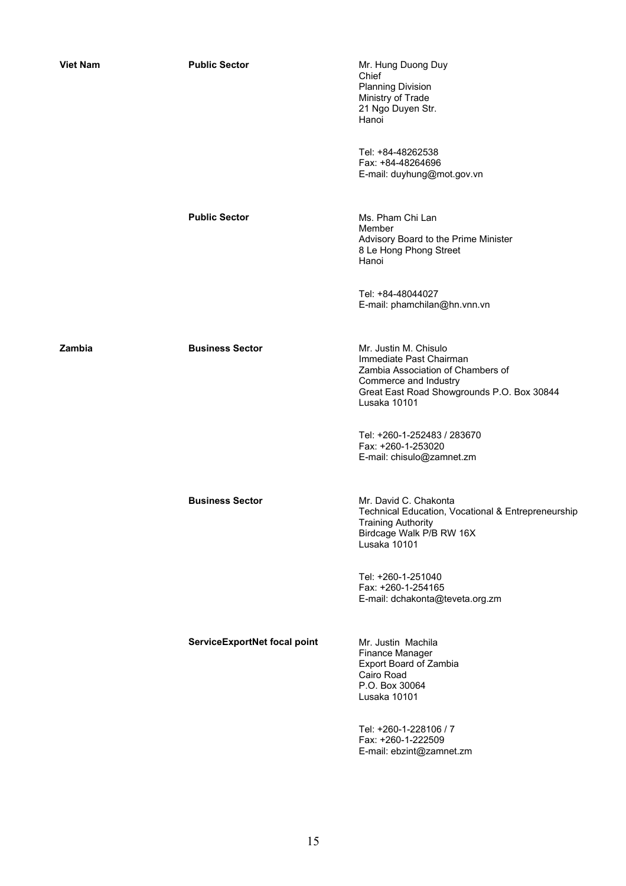| | | |
|---|---|---|
| **Viet Nam** | **Public Sector** | Mr. Hung Duong Duy<br>Chief<br>Planning Division<br>Ministry of Trade<br>21 Ngo Duyen Str.<br>Hanoi<br><br>Tel: +84-48262538<br>Fax: +84-48264696<br>E-mail: duyhung@mot.gov.vn |
| | **Public Sector** | Ms. Pham Chi Lan<br>Member<br>Advisory Board to the Prime Minister<br>8 Le Hong Phong Street<br>Hanoi<br><br>Tel: +84-48044027<br>E-mail: phamchilan@hn.vnn.vn |
| **Zambia** | **Business Sector** | Mr. Justin M. Chisulo<br>Immediate Past Chairman<br>Zambia Association of Chambers of Commerce and Industry<br>Great East Road Showgrounds P.O. Box 30844<br>Lusaka 10101<br><br>Tel: +260-1-252483 / 283670<br>Fax: +260-1-253020<br>E-mail: chisulo@zamnet.zm |
| | **Business Sector** | Mr. David C. Chakonta<br>Technical Education, Vocational & Entrepreneurship Training Authority<br>Birdcage Walk P/B RW 16X<br>Lusaka 10101<br><br>Tel: +260-1-251040<br>Fax: +260-1-254165<br>E-mail: dchakonta@teveta.org.zm |
| | **ServiceExportNet focal point** | Mr. Justin Machila<br>Finance Manager<br>Export Board of Zambia<br>Cairo Road<br>P.O. Box 30064<br>Lusaka 10101<br><br>Tel: +260-1-228106 / 7<br>Fax: +260-1-222509<br>E-mail: ebzint@zamnet.zm |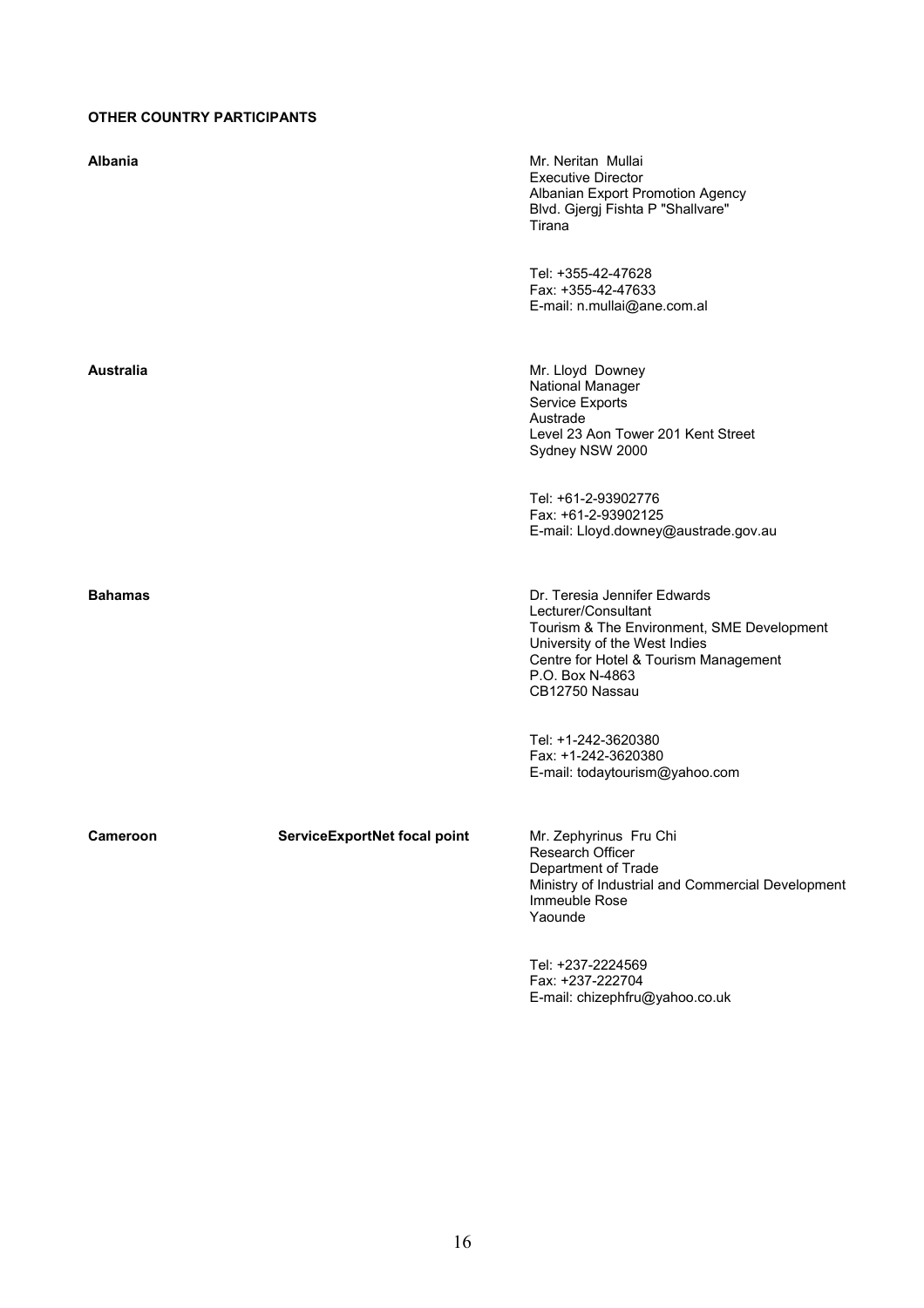**OTHER COUNTRY PARTICIPANTS**

**Albania**

Mr. Neritan Mullai
Executive Director
Albanian Export Promotion Agency
Blvd. Gjergj Fishta P "Shallvare"
Tirana

Tel: +355-42-47628
Fax: +355-42-47633
E-mail: n.mullai@ane.com.al

**Australia**

Mr. Lloyd Downey
National Manager
Service Exports
Austrade
Level 23 Aon Tower 201 Kent Street
Sydney NSW 2000

Tel: +61-2-93902776
Fax: +61-2-93902125
E-mail: Lloyd.downey@austrade.gov.au

**Bahamas**

Dr. Teresia Jennifer Edwards
Lecturer/Consultant
Tourism & The Environment, SME Development
University of the West Indies
Centre for Hotel & Tourism Management
P.O. Box N-4863
CB12750 Nassau

Tel: +1-242-3620380
Fax: +1-242-3620380
E-mail: todaytourism@yahoo.com

**Cameroon** — **ServiceExportNet focal point**

Mr. Zephyrinus Fru Chi
Research Officer
Department of Trade
Ministry of Industrial and Commercial Development
Immeuble Rose
Yaounde

Tel: +237-2224569
Fax: +237-222704
E-mail: chizephfru@yahoo.co.uk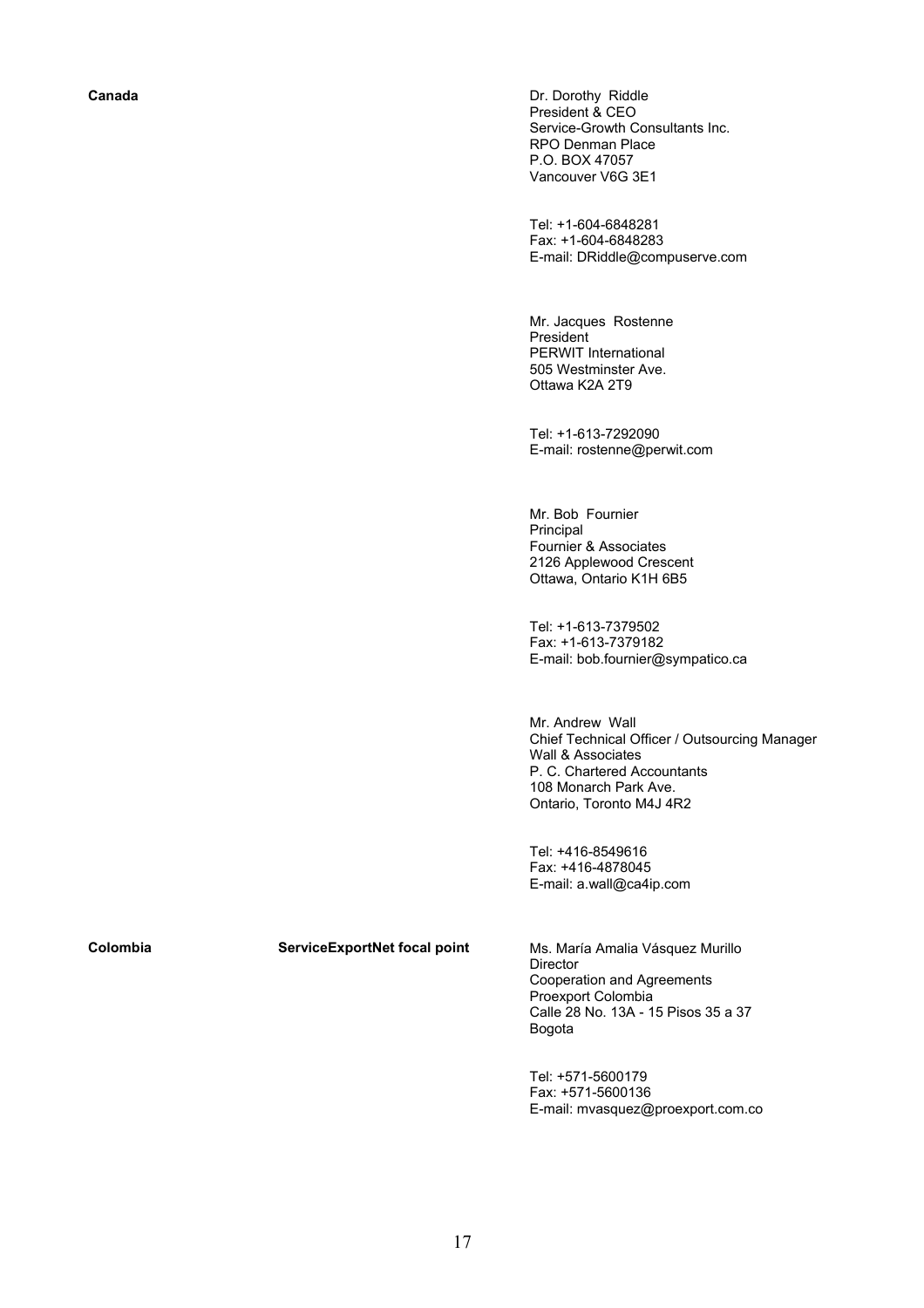| | | |
|---|---|---|
| **Canada** | | Dr. Dorothy Riddle<br>President & CEO<br>Service-Growth Consultants Inc.<br>RPO Denman Place<br>P.O. BOX 47057<br>Vancouver V6G 3E1<br><br>Tel: +1-604-6848281<br>Fax: +1-604-6848283<br>E-mail: DRiddle@compuserve.com |
| | | Mr. Jacques Rostenne<br>President<br>PERWIT International<br>505 Westminster Ave.<br>Ottawa K2A 2T9<br><br>Tel: +1-613-7292090<br>E-mail: rostenne@perwit.com |
| | | Mr. Bob Fournier<br>Principal<br>Fournier & Associates<br>2126 Applewood Crescent<br>Ottawa, Ontario K1H 6B5<br><br>Tel: +1-613-7379502<br>Fax: +1-613-7379182<br>E-mail: bob.fournier@sympatico.ca |
| | | Mr. Andrew Wall<br>Chief Technical Officer / Outsourcing Manager<br>Wall & Associates<br>P. C. Chartered Accountants<br>108 Monarch Park Ave.<br>Ontario, Toronto M4J 4R2<br><br>Tel: +416-8549616<br>Fax: +416-4878045<br>E-mail: a.wall@ca4ip.com |
| **Colombia** | **ServiceExportNet focal point** | Ms. María Amalia Vásquez Murillo<br>Director<br>Cooperation and Agreements<br>Proexport Colombia<br>Calle 28 No. 13A - 15 Pisos 35 a 37<br>Bogota<br><br>Tel: +571-5600179<br>Fax: +571-5600136<br>E-mail: mvasquez@proexport.com.co |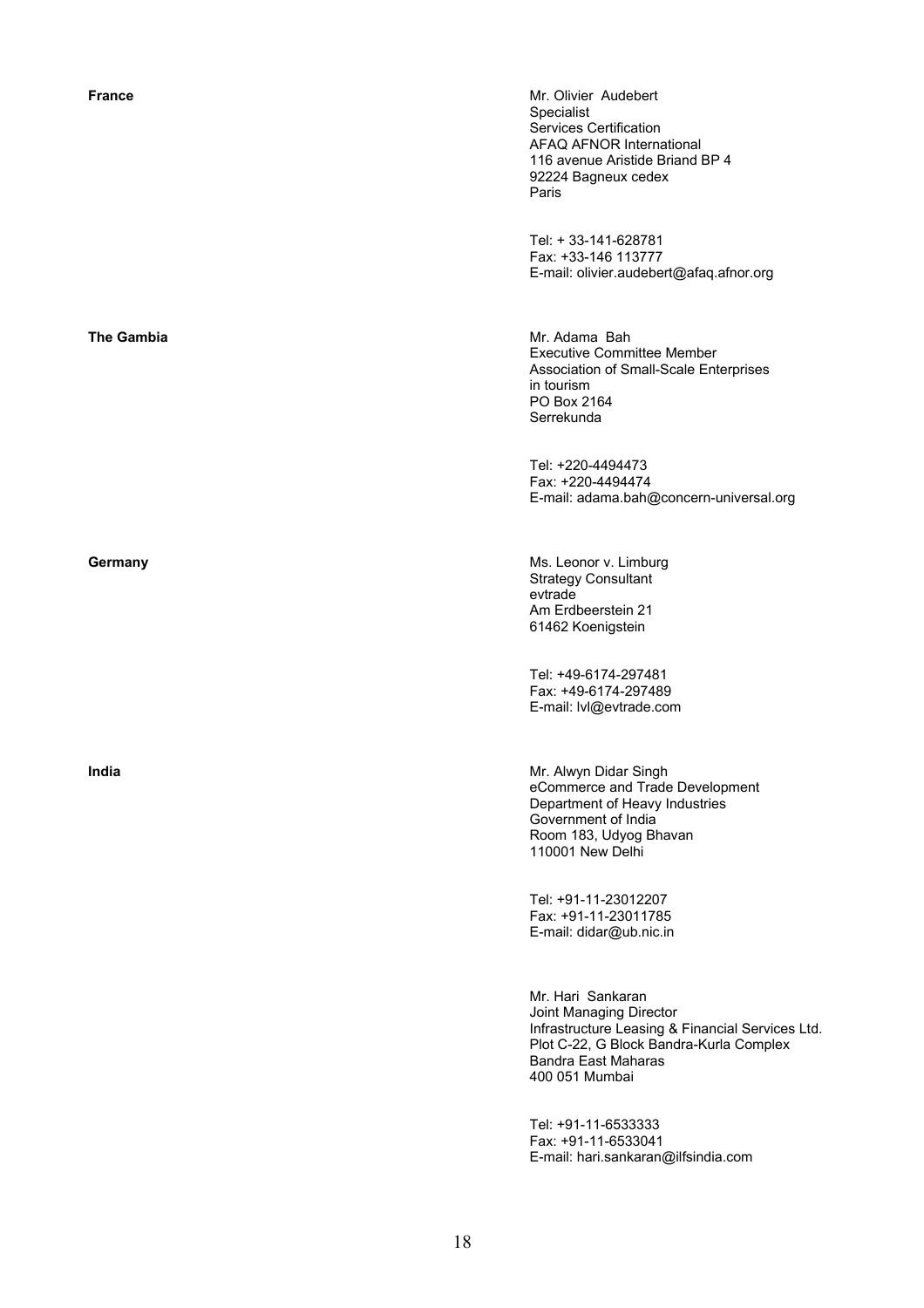**France**

Mr. Olivier Audebert
Specialist
Services Certification
AFAQ AFNOR International
116 avenue Aristide Briand BP 4
92224 Bagneux cedex
Paris

Tel: + 33-141-628781
Fax: +33-146 113777
E-mail: olivier.audebert@afaq.afnor.org

**The Gambia**

Mr. Adama Bah
Executive Committee Member
Association of Small-Scale Enterprises in tourism
PO Box 2164
Serrekunda

Tel: +220-4494473
Fax: +220-4494474
E-mail: adama.bah@concern-universal.org

**Germany**

Ms. Leonor v. Limburg
Strategy Consultant
evtrade
Am Erdbeerstein 21
61462 Koenigstein

Tel: +49-6174-297481
Fax: +49-6174-297489
E-mail: lvl@evtrade.com

**India**

Mr. Alwyn Didar Singh
eCommerce and Trade Development
Department of Heavy Industries
Government of India
Room 183, Udyog Bhavan
110001 New Delhi

Tel: +91-11-23012207
Fax: +91-11-23011785
E-mail: didar@ub.nic.in

Mr. Hari Sankaran
Joint Managing Director
Infrastructure Leasing & Financial Services Ltd.
Plot C-22, G Block Bandra-Kurla Complex
Bandra East Maharas
400 051 Mumbai

Tel: +91-11-6533333
Fax: +91-11-6533041
E-mail: hari.sankaran@ilfsindia.com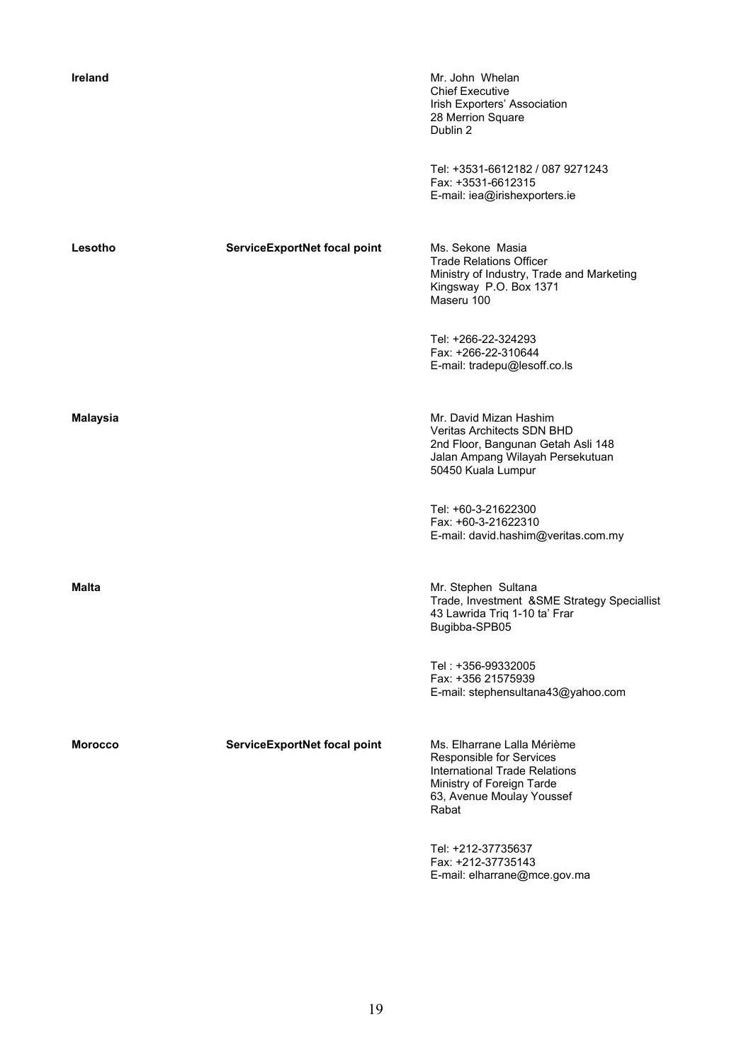| | | |
|---|---|---|
| **Ireland** | | Mr. John Whelan<br>Chief Executive<br>Irish Exporters' Association<br>28 Merrion Square<br>Dublin 2<br><br>Tel: +3531-6612182 / 087 9271243<br>Fax: +3531-6612315<br>E-mail: iea@irishexporters.ie |
| **Lesotho** | **ServiceExportNet focal point** | Ms. Sekone Masia<br>Trade Relations Officer<br>Ministry of Industry, Trade and Marketing<br>Kingsway P.O. Box 1371<br>Maseru 100<br><br>Tel: +266-22-324293<br>Fax: +266-22-310644<br>E-mail: tradepu@lesoff.co.ls |
| **Malaysia** | | Mr. David Mizan Hashim<br>Veritas Architects SDN BHD<br>2nd Floor, Bangunan Getah Asli 148<br>Jalan Ampang Wilayah Persekutuan<br>50450 Kuala Lumpur<br><br>Tel: +60-3-21622300<br>Fax: +60-3-21622310<br>E-mail: david.hashim@veritas.com.my |
| **Malta** | | Mr. Stephen Sultana<br>Trade, Investment &SME Strategy Speciallist<br>43 Lawrida Triq 1-10 ta' Frar<br>Bugibba-SPB05<br><br>Tel : +356-99332005<br>Fax: +356 21575939<br>E-mail: stephensultana43@yahoo.com |
| **Morocco** | **ServiceExportNet focal point** | Ms. Elharrane Lalla Mérième<br>Responsible for Services<br>International Trade Relations<br>Ministry of Foreign Tarde<br>63, Avenue Moulay Youssef<br>Rabat<br><br>Tel: +212-37735637<br>Fax: +212-37735143<br>E-mail: elharrane@mce.gov.ma |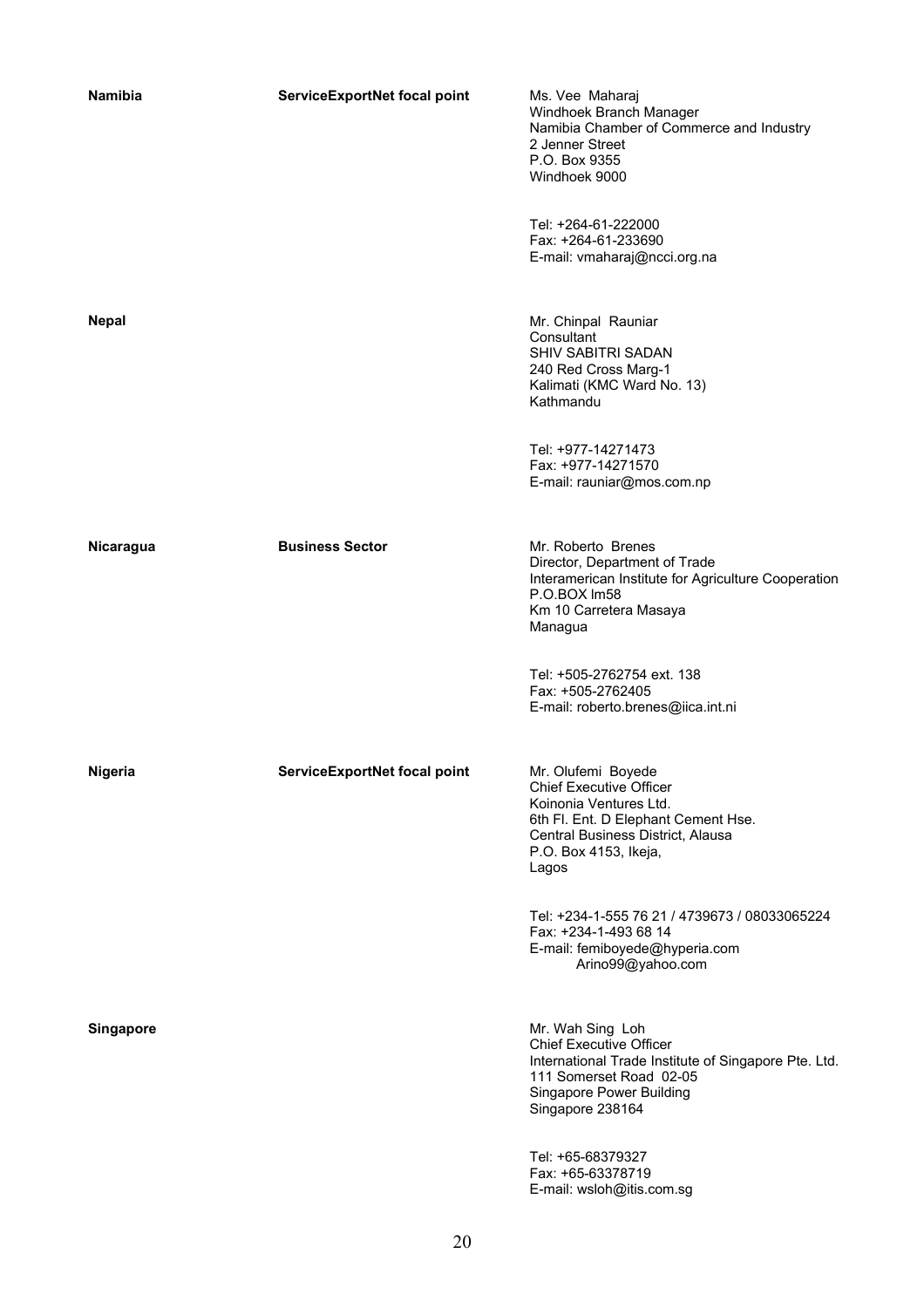| | | |
|---|---|---|
| **Namibia** | **ServiceExportNet focal point** | Ms. Vee Maharaj<br>Windhoek Branch Manager<br>Namibia Chamber of Commerce and Industry<br>2 Jenner Street<br>P.O. Box 9355<br>Windhoek 9000<br><br>Tel: +264-61-222000<br>Fax: +264-61-233690<br>E-mail: vmaharaj@ncci.org.na |
| **Nepal** | | Mr. Chinpal Rauniar<br>Consultant<br>SHIV SABITRI SADAN<br>240 Red Cross Marg-1<br>Kalimati (KMC Ward No. 13)<br>Kathmandu<br><br>Tel: +977-14271473<br>Fax: +977-14271570<br>E-mail: rauniar@mos.com.np |
| **Nicaragua** | **Business Sector** | Mr. Roberto Brenes<br>Director, Department of Trade<br>Interamerican Institute for Agriculture Cooperation<br>P.O.BOX lm58<br>Km 10 Carretera Masaya<br>Managua<br><br>Tel: +505-2762754 ext. 138<br>Fax: +505-2762405<br>E-mail: roberto.brenes@iica.int.ni |
| **Nigeria** | **ServiceExportNet focal point** | Mr. Olufemi Boyede<br>Chief Executive Officer<br>Koinonia Ventures Ltd.<br>6th Fl. Ent. D Elephant Cement Hse.<br>Central Business District, Alausa<br>P.O. Box 4153, Ikeja,<br>Lagos<br><br>Tel: +234-1-555 76 21 / 4739673 / 08033065224<br>Fax: +234-1-493 68 14<br>E-mail: femiboyede@hyperia.com<br>Arino99@yahoo.com |
| **Singapore** | | Mr. Wah Sing Loh<br>Chief Executive Officer<br>International Trade Institute of Singapore Pte. Ltd.<br>111 Somerset Road 02-05<br>Singapore Power Building<br>Singapore 238164<br><br>Tel: +65-68379327<br>Fax: +65-63378719<br>E-mail: wsloh@itis.com.sg |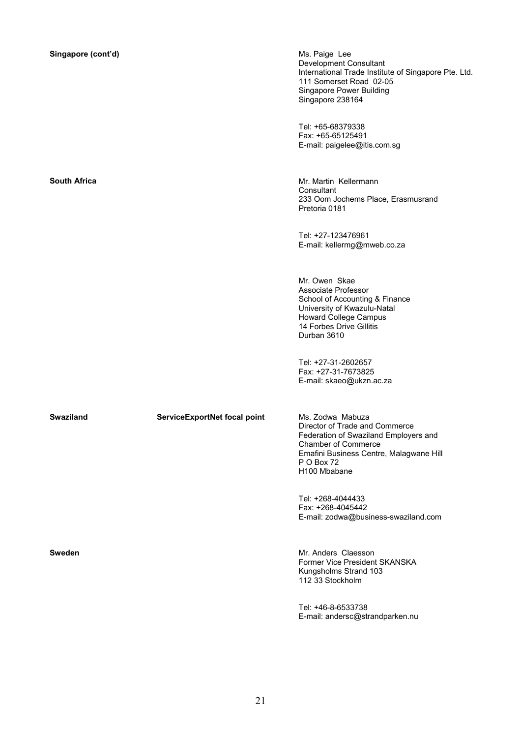**Singapore (cont'd)**

Ms. Paige Lee
Development Consultant
International Trade Institute of Singapore Pte. Ltd.
111 Somerset Road 02-05
Singapore Power Building
Singapore 238164

Tel: +65-68379338
Fax: +65-65125491
E-mail: paigelee@itis.com.sg

**South Africa**

Mr. Martin Kellermann
Consultant
233 Oom Jochems Place, Erasmusrand
Pretoria 0181

Tel: +27-123476961
E-mail: kellermg@mweb.co.za

Mr. Owen Skae
Associate Professor
School of Accounting & Finance
University of Kwazulu-Natal
Howard College Campus
14 Forbes Drive Gillitis
Durban 3610

Tel: +27-31-2602657
Fax: +27-31-7673825
E-mail: skaeo@ukzn.ac.za

**Swaziland** — **ServiceExportNet focal point**

Ms. Zodwa Mabuza
Director of Trade and Commerce
Federation of Swaziland Employers and Chamber of Commerce
Emafini Business Centre, Malagwane Hill
P O Box 72
H100 Mbabane

Tel: +268-4044433
Fax: +268-4045442
E-mail: zodwa@business-swaziland.com

**Sweden**

Mr. Anders Claesson
Former Vice President SKANSKA
Kungsholms Strand 103
112 33 Stockholm

Tel: +46-8-6533738
E-mail: andersc@strandparken.nu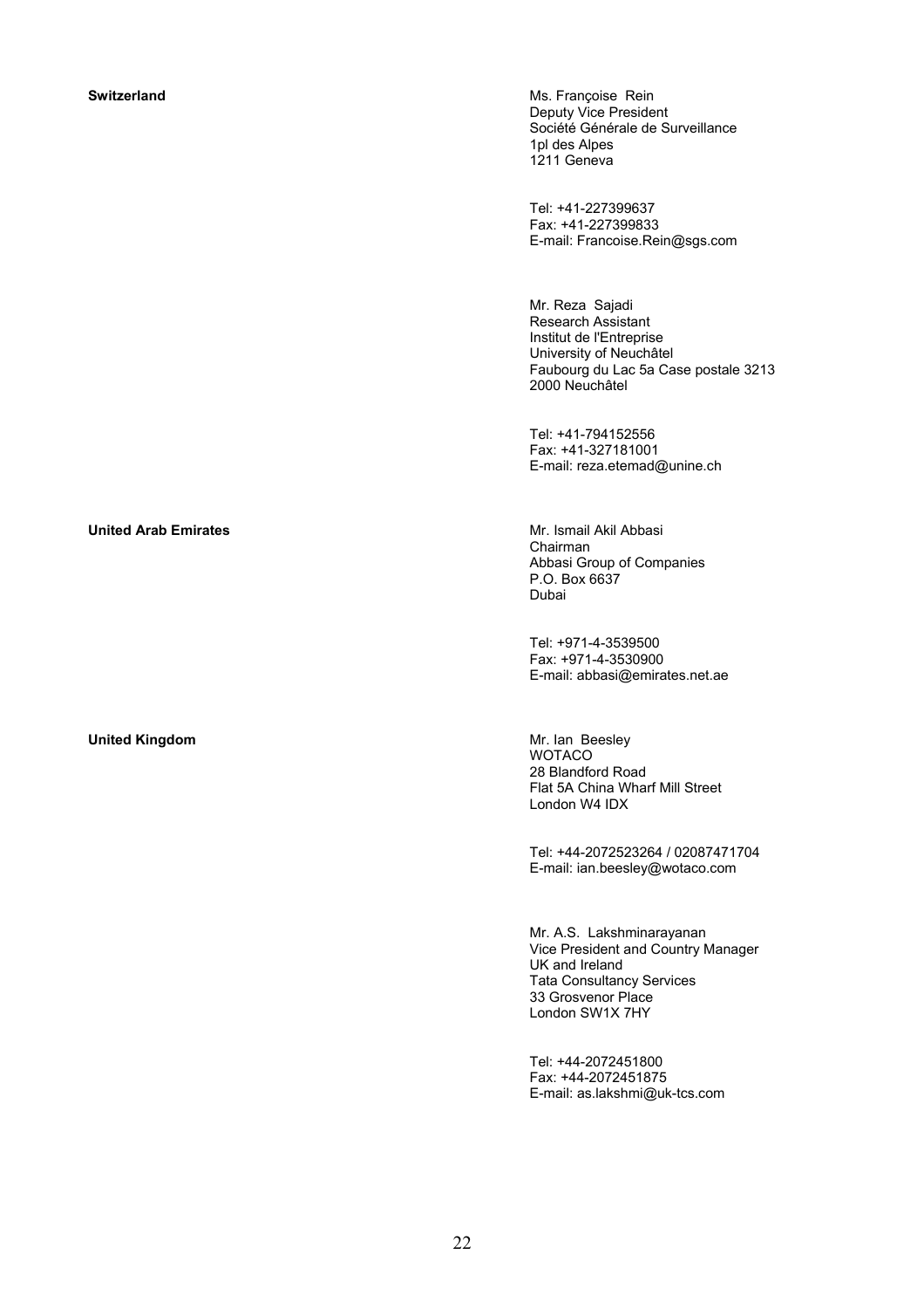**Switzerland**

Ms. Françoise Rein
Deputy Vice President
Société Générale de Surveillance
1pl des Alpes
1211 Geneva

Tel: +41-227399637
Fax: +41-227399833
E-mail: Francoise.Rein@sgs.com

Mr. Reza Sajadi
Research Assistant
Institut de l'Entreprise
University of Neuchâtel
Faubourg du Lac 5a Case postale 3213
2000 Neuchâtel

Tel: +41-794152556
Fax: +41-327181001
E-mail: reza.etemad@unine.ch

**United Arab Emirates**

Mr. Ismail Akil Abbasi
Chairman
Abbasi Group of Companies
P.O. Box 6637
Dubai

Tel: +971-4-3539500
Fax: +971-4-3530900
E-mail: abbasi@emirates.net.ae

**United Kingdom**

Mr. Ian Beesley
WOTACO
28 Blandford Road
Flat 5A China Wharf Mill Street
London W4 IDX

Tel: +44-2072523264 / 02087471704
E-mail: ian.beesley@wotaco.com

Mr. A.S. Lakshminarayanan
Vice President and Country Manager
UK and Ireland
Tata Consultancy Services
33 Grosvenor Place
London SW1X 7HY

Tel: +44-2072451800
Fax: +44-2072451875
E-mail: as.lakshmi@uk-tcs.com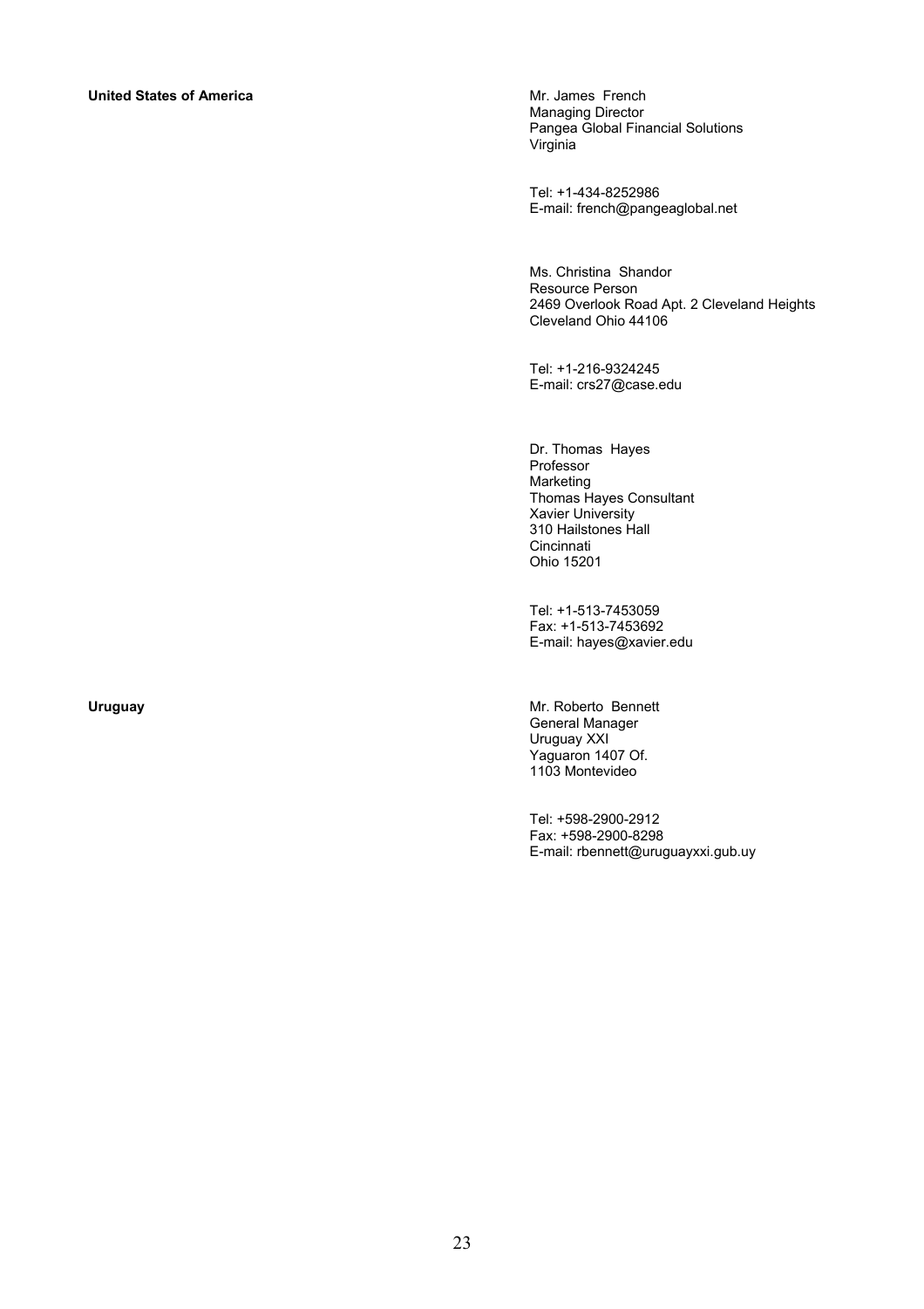**United States of America**

Mr. James French
Managing Director
Pangea Global Financial Solutions
Virginia

Tel: +1-434-8252986
E-mail: french@pangeaglobal.net

Ms. Christina Shandor
Resource Person
2469 Overlook Road Apt. 2 Cleveland Heights
Cleveland Ohio 44106

Tel: +1-216-9324245
E-mail: crs27@case.edu

Dr. Thomas Hayes
Professor
Marketing
Thomas Hayes Consultant
Xavier University
310 Hailstones Hall
Cincinnati
Ohio 15201

Tel: +1-513-7453059
Fax: +1-513-7453692
E-mail: hayes@xavier.edu

**Uruguay**

Mr. Roberto Bennett
General Manager
Uruguay XXI
Yaguaron 1407 Of.
1103 Montevideo

Tel: +598-2900-2912
Fax: +598-2900-8298
E-mail: rbennett@uruguayxxi.gub.uy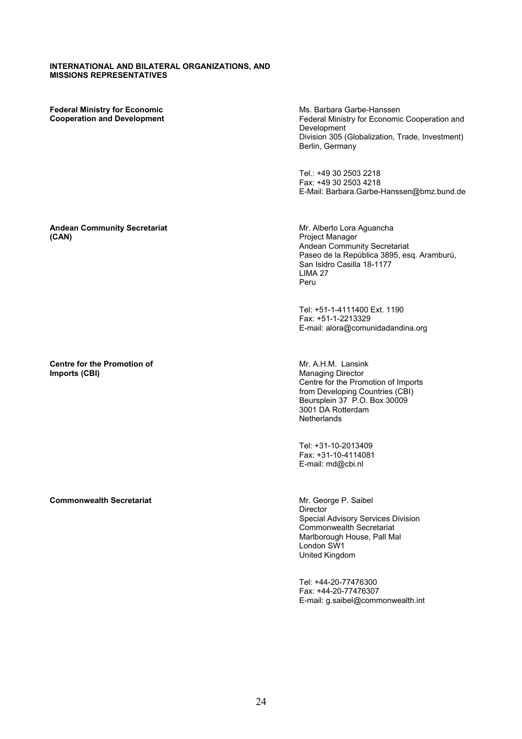**INTERNATIONAL AND BILATERAL ORGANIZATIONS, AND MISSIONS REPRESENTATIVES**

**Federal Ministry for Economic Cooperation and Development**

Ms. Barbara Garbe-Hanssen
Federal Ministry for Economic Cooperation and Development
Division 305 (Globalization, Trade, Investment)
Berlin, Germany

Tel.: +49 30 2503 2218
Fax: +49 30 2503 4218
E-Mail: Barbara.Garbe-Hanssen@bmz.bund.de

**Andean Community Secretariat (CAN)**

Mr. Alberto Lora Aguancha
Project Manager
Andean Community Secretariat
Paseo de la República 3895, esq. Aramburú,
San Isidro Casilla 18-1177
LIMA 27
Peru

Tel: +51-1-4111400 Ext. 1190
Fax: +51-1-2213329
E-mail: alora@comunidadandina.org

**Centre for the Promotion of Imports (CBI)**

Mr. A.H.M. Lansink
Managing Director
Centre for the Promotion of Imports from Developing Countries (CBI)
Beursplein 37 P.O. Box 30009
3001 DA Rotterdam
Netherlands

Tel: +31-10-2013409
Fax: +31-10-4114081
E-mail: md@cbi.nl

**Commonwealth Secretariat**

Mr. George P. Saibel
Director
Special Advisory Services Division
Commonwealth Secretariat
Marlborough House, Pall Mal
London SW1
United Kingdom

Tel: +44-20-77476300
Fax: +44-20-77476307
E-mail: g.saibel@commonwealth.int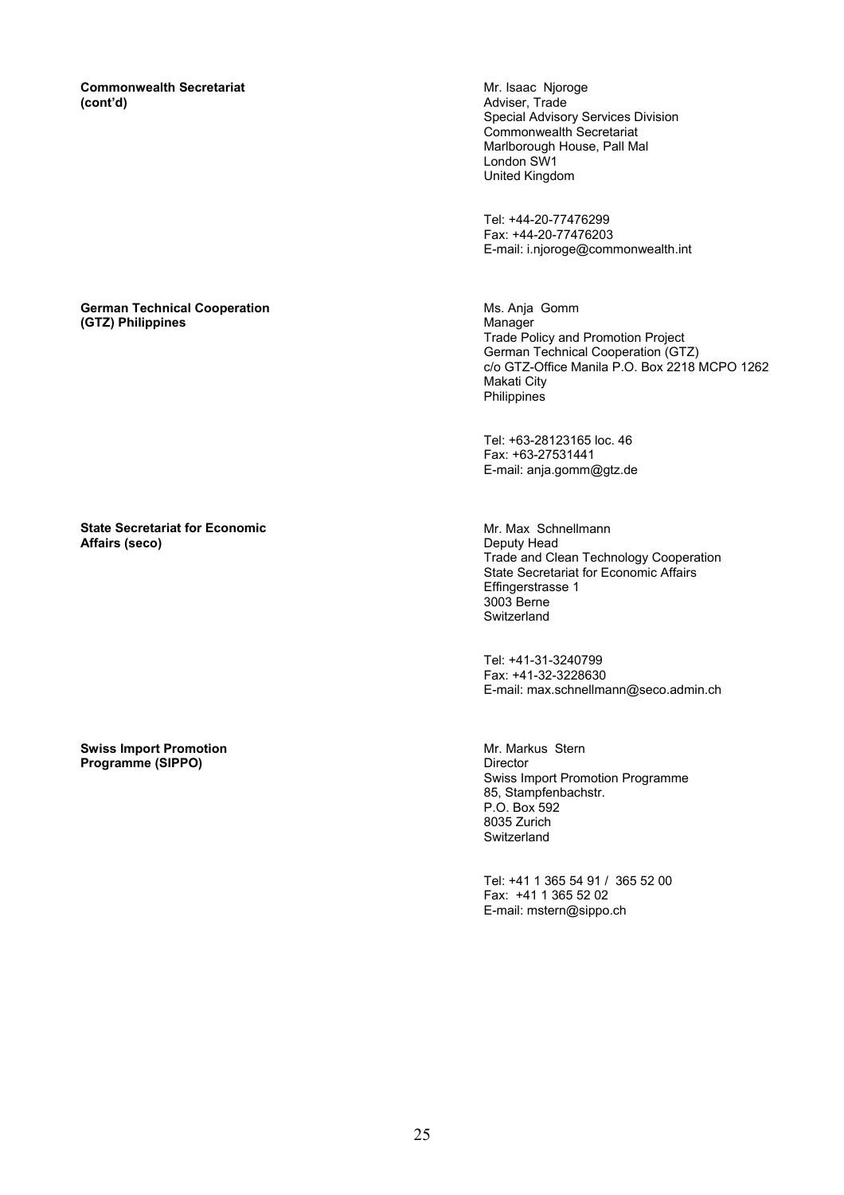**Commonwealth Secretariat (cont'd)**

Mr. Isaac Njoroge
Adviser, Trade
Special Advisory Services Division
Commonwealth Secretariat
Marlborough House, Pall Mal
London SW1
United Kingdom

Tel: +44-20-77476299
Fax: +44-20-77476203
E-mail: i.njoroge@commonwealth.int

**German Technical Cooperation (GTZ) Philippines**

Ms. Anja Gomm
Manager
Trade Policy and Promotion Project
German Technical Cooperation (GTZ)
c/o GTZ-Office Manila P.O. Box 2218 MCPO 1262
Makati City
Philippines

Tel: +63-28123165 loc. 46
Fax: +63-27531441
E-mail: anja.gomm@gtz.de

**State Secretariat for Economic Affairs (seco)**

Mr. Max Schnellmann
Deputy Head
Trade and Clean Technology Cooperation
State Secretariat for Economic Affairs
Effingerstrasse 1
3003 Berne
Switzerland

Tel: +41-31-3240799
Fax: +41-32-3228630
E-mail: max.schnellmann@seco.admin.ch

**Swiss Import Promotion Programme (SIPPO)**

Mr. Markus Stern
Director
Swiss Import Promotion Programme
85, Stampfenbachstr.
P.O. Box 592
8035 Zurich
Switzerland

Tel: +41 1 365 54 91 / 365 52 00
Fax: +41 1 365 52 02
E-mail: mstern@sippo.ch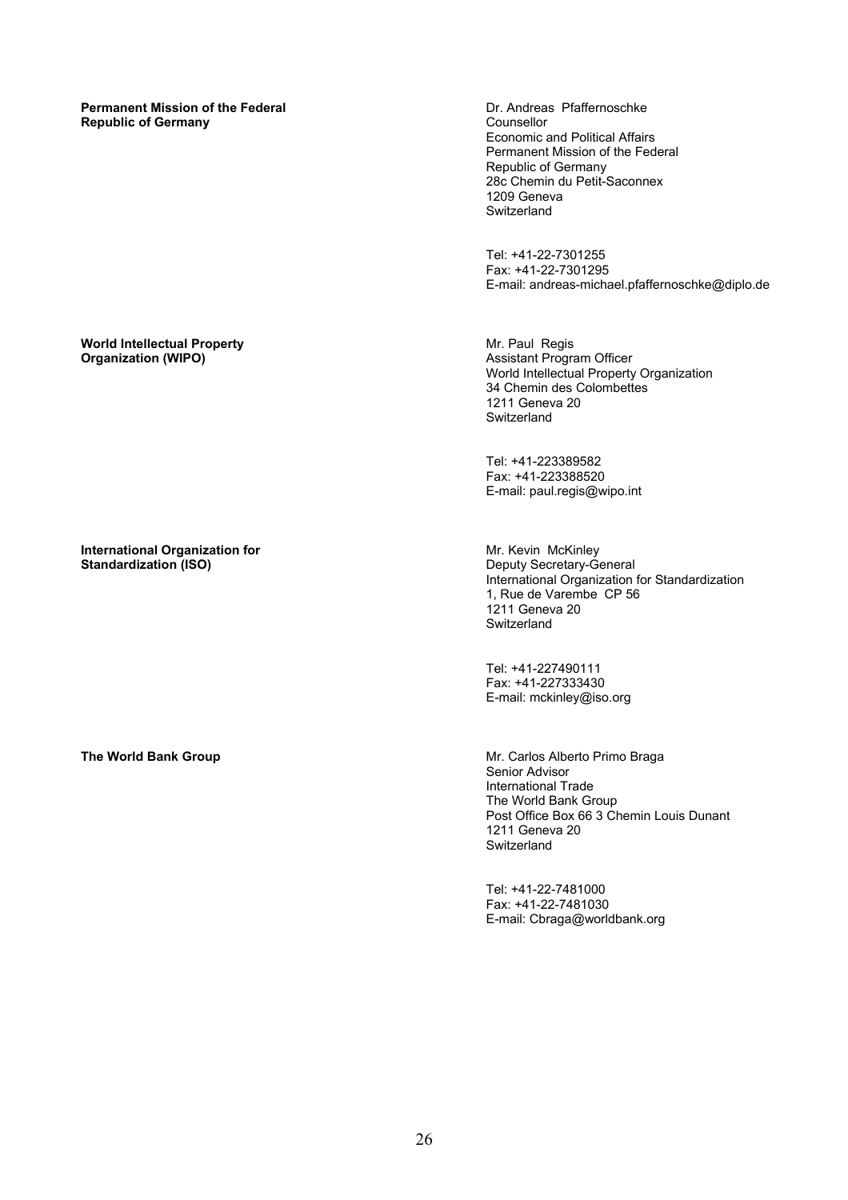**Permanent Mission of the Federal Republic of Germany**

Dr. Andreas Pfaffernoschke
Counsellor
Economic and Political Affairs
Permanent Mission of the Federal Republic of Germany
28c Chemin du Petit-Saconnex
1209 Geneva
Switzerland

Tel: +41-22-7301255
Fax: +41-22-7301295
E-mail: andreas-michael.pfaffernoschke@diplo.de

**World Intellectual Property Organization (WIPO)**

Mr. Paul Regis
Assistant Program Officer
World Intellectual Property Organization
34 Chemin des Colombettes
1211 Geneva 20
Switzerland

Tel: +41-223389582
Fax: +41-223388520
E-mail: paul.regis@wipo.int

**International Organization for Standardization (ISO)**

Mr. Kevin McKinley
Deputy Secretary-General
International Organization for Standardization
1, Rue de Varembe CP 56
1211 Geneva 20
Switzerland

Tel: +41-227490111
Fax: +41-227333430
E-mail: mckinley@iso.org

**The World Bank Group**

Mr. Carlos Alberto Primo Braga
Senior Advisor
International Trade
The World Bank Group
Post Office Box 66 3 Chemin Louis Dunant
1211 Geneva 20
Switzerland

Tel: +41-22-7481000
Fax: +41-22-7481030
E-mail: Cbraga@worldbank.org